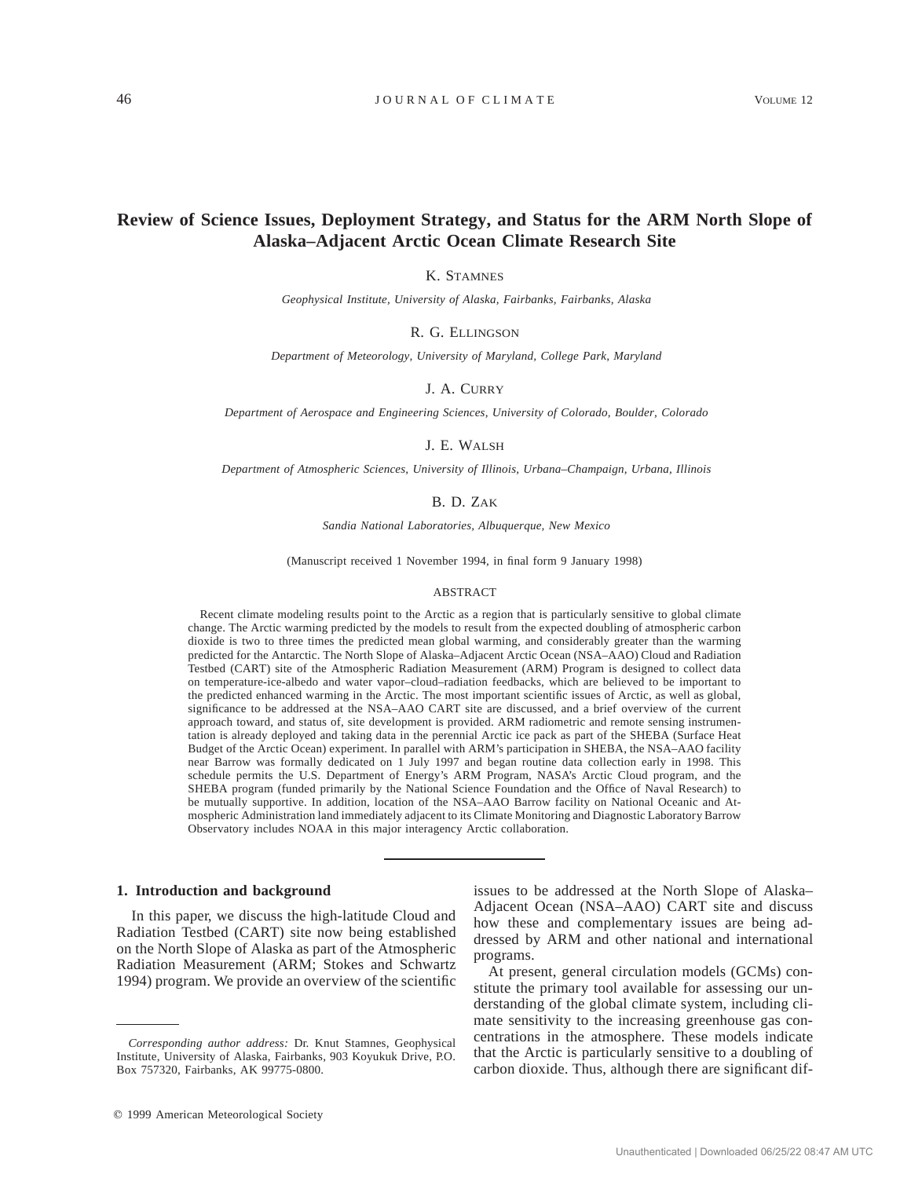# Review of Science Issues, Deployment Strategy, and Status for the ARM North Slope of Alaska–Adjacent Arctic Ocean Climate Research Site

K. Stamnes

*Geophysical Institute, University of Alaska, Fairbanks, Fairbanks, Alaska*

R. G. Ellingson

*Department of Meteorology, University of Maryland, College Park, Maryland*

J. A. Curry

*Department of Aerospace and Engineering Sciences, University of Colorado, Boulder, Colorado*

J. E. Walsh

*Department of Atmospheric Sciences, University of Illinois, Urbana–Champaign, Urbana, Illinois*

B. D. Zak

*Sandia National Laboratories, Albuquerque, New Mexico*

(Manuscript received 1 November 1994, in final form 9 January 1998)

## ABSTRACT

Recent climate modeling results point to the Arctic as a region that is particularly sensitive to global climate change. The Arctic warming predicted by the models to result from the expected doubling of atmospheric carbon dioxide is two to three times the predicted mean global warming, and considerably greater than the warming predicted for the Antarctic. The North Slope of Alaska–Adjacent Arctic Ocean (NSA–AAO) Cloud and Radiation Testbed (CART) site of the Atmospheric Radiation Measurement (ARM) Program is designed to collect data on temperature-ice-albedo and water vapor–cloud–radiation feedbacks, which are believed to be important to the predicted enhanced warming in the Arctic. The most important scientific issues of Arctic, as well as global, significance to be addressed at the NSA–AAO CART site are discussed, and a brief overview of the current approach toward, and status of, site development is provided. ARM radiometric and remote sensing instrumentation is already deployed and taking data in the perennial Arctic ice pack as part of the SHEBA (Surface Heat Budget of the Arctic Ocean) experiment. In parallel with ARM's participation in SHEBA, the NSA–AAO facility near Barrow was formally dedicated on 1 July 1997 and began routine data collection early in 1998. This schedule permits the U.S. Department of Energy's ARM Program, NASA's Arctic Cloud program, and the SHEBA program (funded primarily by the National Science Foundation and the Office of Naval Research) to be mutually supportive. In addition, location of the NSA–AAO Barrow facility on National Oceanic and Atmospheric Administration land immediately adjacent to its Climate Monitoring and Diagnostic Laboratory Barrow Observatory includes NOAA in this major interagency Arctic collaboration.

## 1. Introduction and background

In this paper, we discuss the high-latitude Cloud and Radiation Testbed (CART) site now being established on the North Slope of Alaska as part of the Atmospheric Radiation Measurement (ARM; Stokes and Schwartz 1994) program. We provide an overview of the scientific issues to be addressed at the North Slope of Alaska–Adjacent Ocean (NSA–AAO) CART site and discuss how these and complementary issues are being addressed by ARM and other national and international programs.

At present, general circulation models (GCMs) constitute the primary tool available for assessing our understanding of the global climate system, including climate sensitivity to the increasing greenhouse gas concentrations in the atmosphere. These models indicate that the Arctic is particularly sensitive to a doubling of carbon dioxide. Thus, although there are significant dif-

*Corresponding author address:* Dr. Knut Stamnes, Geophysical Institute, University of Alaska, Fairbanks, 903 Koyukuk Drive, P.O. Box 757320, Fairbanks, AK 99775-0800.

© 1999 American Meteorological Society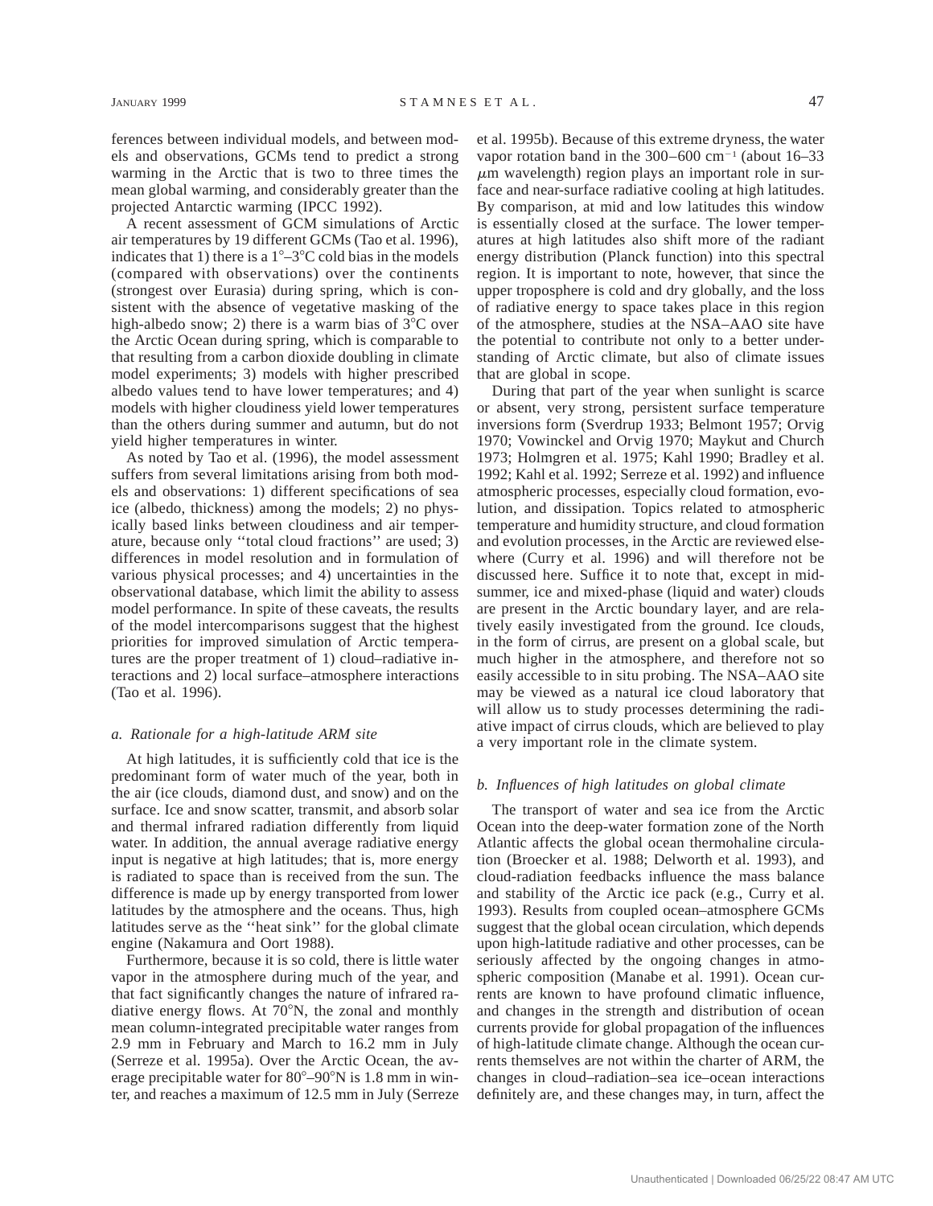ferences between individual models, and between models and observations, GCMs tend to predict a strong warming in the Arctic that is two to three times the mean global warming, and considerably greater than the projected Antarctic warming (IPCC 1992).

A recent assessment of GCM simulations of Arctic air temperatures by 19 different GCMs (Tao et al. 1996), indicates that 1) there is a 1°–3°C cold bias in the models (compared with observations) over the continents (strongest over Eurasia) during spring, which is consistent with the absence of vegetative masking of the high-albedo snow; 2) there is a warm bias of 3°C over the Arctic Ocean during spring, which is comparable to that resulting from a carbon dioxide doubling in climate model experiments; 3) models with higher prescribed albedo values tend to have lower temperatures; and 4) models with higher cloudiness yield lower temperatures than the others during summer and autumn, but do not yield higher temperatures in winter.

As noted by Tao et al. (1996), the model assessment suffers from several limitations arising from both models and observations: 1) different specifications of sea ice (albedo, thickness) among the models; 2) no physically based links between cloudiness and air temperature, because only ''total cloud fractions'' are used; 3) differences in model resolution and in formulation of various physical processes; and 4) uncertainties in the observational database, which limit the ability to assess model performance. In spite of these caveats, the results of the model intercomparisons suggest that the highest priorities for improved simulation of Arctic temperatures are the proper treatment of 1) cloud–radiative interactions and 2) local surface–atmosphere interactions (Tao et al. 1996).

### *a. Rationale for a high-latitude ARM site*

At high latitudes, it is sufficiently cold that ice is the predominant form of water much of the year, both in the air (ice clouds, diamond dust, and snow) and on the surface. Ice and snow scatter, transmit, and absorb solar and thermal infrared radiation differently from liquid water. In addition, the annual average radiative energy input is negative at high latitudes; that is, more energy is radiated to space than is received from the sun. The difference is made up by energy transported from lower latitudes by the atmosphere and the oceans. Thus, high latitudes serve as the ''heat sink'' for the global climate engine (Nakamura and Oort 1988).

Furthermore, because it is so cold, there is little water vapor in the atmosphere during much of the year, and that fact significantly changes the nature of infrared radiative energy flows. At 70°N, the zonal and monthly mean column-integrated precipitable water ranges from 2.9 mm in February and March to 16.2 mm in July (Serreze et al. 1995a). Over the Arctic Ocean, the average precipitable water for 80°–90°N is 1.8 mm in winter, and reaches a maximum of 12.5 mm in July (Serreze et al. 1995b). Because of this extreme dryness, the water vapor rotation band in the 300–600 $cm^{-1}$ (about 16–33 $\mu$m wavelength) region plays an important role in surface and near-surface radiative cooling at high latitudes. By comparison, at mid and low latitudes this window is essentially closed at the surface. The lower temperatures at high latitudes also shift more of the radiant energy distribution (Planck function) into this spectral region. It is important to note, however, that since the upper troposphere is cold and dry globally, and the loss of radiative energy to space takes place in this region of the atmosphere, studies at the NSA–AAO site have the potential to contribute not only to a better understanding of Arctic climate, but also of climate issues that are global in scope.

During that part of the year when sunlight is scarce or absent, very strong, persistent surface temperature inversions form (Sverdrup 1933; Belmont 1957; Orvig 1970; Vowinckel and Orvig 1970; Maykut and Church 1973; Holmgren et al. 1975; Kahl 1990; Bradley et al. 1992; Kahl et al. 1992; Serreze et al. 1992) and influence atmospheric processes, especially cloud formation, evolution, and dissipation. Topics related to atmospheric temperature and humidity structure, and cloud formation and evolution processes, in the Arctic are reviewed elsewhere (Curry et al. 1996) and will therefore not be discussed here. Suffice it to note that, except in midsummer, ice and mixed-phase (liquid and water) clouds are present in the Arctic boundary layer, and are relatively easily investigated from the ground. Ice clouds, in the form of cirrus, are present on a global scale, but much higher in the atmosphere, and therefore not so easily accessible to in situ probing. The NSA–AAO site may be viewed as a natural ice cloud laboratory that will allow us to study processes determining the radiative impact of cirrus clouds, which are believed to play a very important role in the climate system.

### *b. Influences of high latitudes on global climate*

The transport of water and sea ice from the Arctic Ocean into the deep-water formation zone of the North Atlantic affects the global ocean thermohaline circulation (Broecker et al. 1988; Delworth et al. 1993), and cloud-radiation feedbacks influence the mass balance and stability of the Arctic ice pack (e.g., Curry et al. 1993). Results from coupled ocean–atmosphere GCMs suggest that the global ocean circulation, which depends upon high-latitude radiative and other processes, can be seriously affected by the ongoing changes in atmospheric composition (Manabe et al. 1991). Ocean currents are known to have profound climatic influence, and changes in the strength and distribution of ocean currents provide for global propagation of the influences of high-latitude climate change. Although the ocean currents themselves are not within the charter of ARM, the changes in cloud–radiation–sea ice–ocean interactions definitely are, and these changes may, in turn, affect the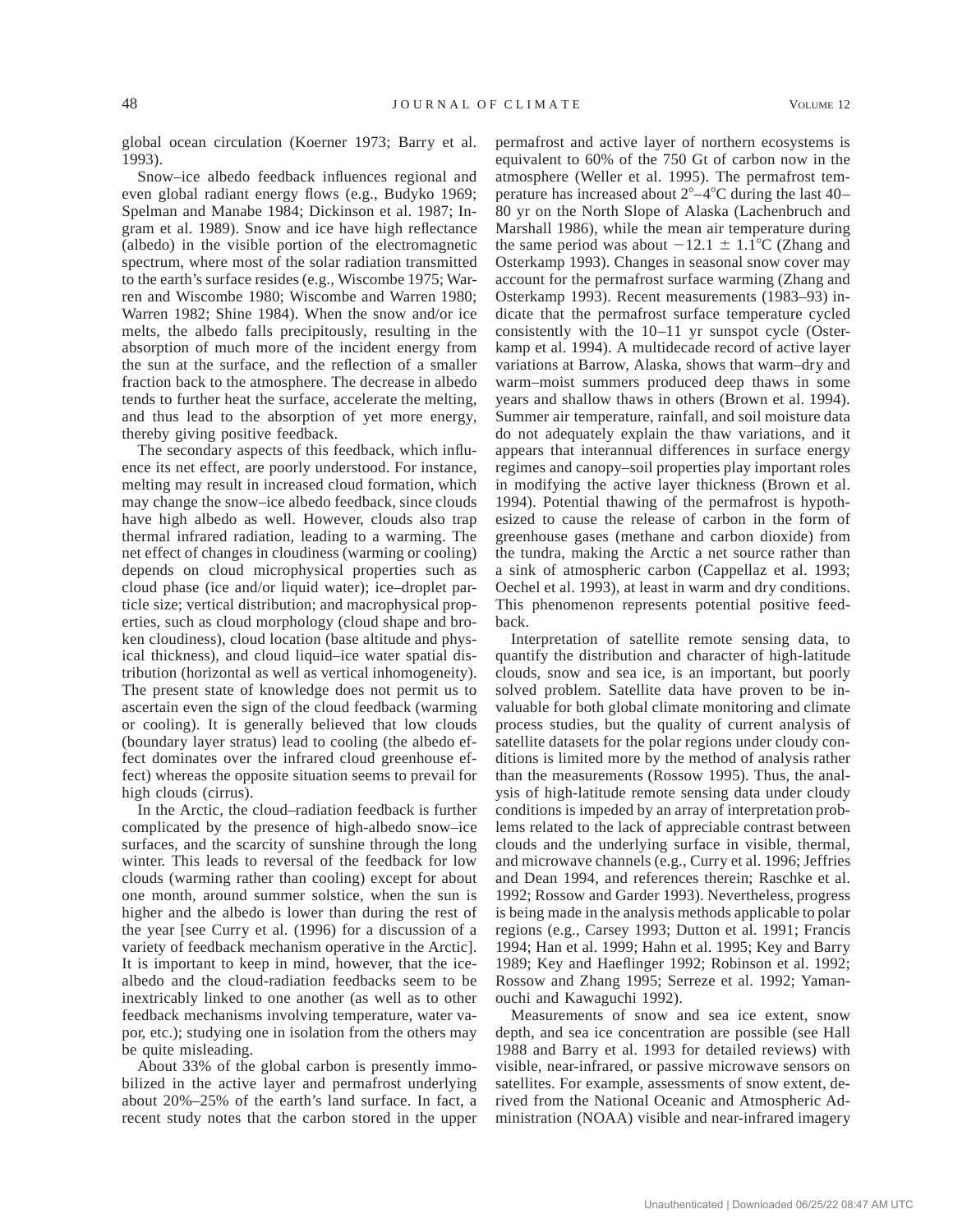global ocean circulation (Koerner 1973; Barry et al. 1993).

Snow–ice albedo feedback influences regional and even global radiant energy flows (e.g., Budyko 1969; Spelman and Manabe 1984; Dickinson et al. 1987; Ingram et al. 1989). Snow and ice have high reflectance (albedo) in the visible portion of the electromagnetic spectrum, where most of the solar radiation transmitted to the earth's surface resides (e.g., Wiscombe 1975; Warren and Wiscombe 1980; Wiscombe and Warren 1980; Warren 1982; Shine 1984). When the snow and/or ice melts, the albedo falls precipitously, resulting in the absorption of much more of the incident energy from the sun at the surface, and the reflection of a smaller fraction back to the atmosphere. The decrease in albedo tends to further heat the surface, accelerate the melting, and thus lead to the absorption of yet more energy, thereby giving positive feedback.

The secondary aspects of this feedback, which influence its net effect, are poorly understood. For instance, melting may result in increased cloud formation, which may change the snow–ice albedo feedback, since clouds have high albedo as well. However, clouds also trap thermal infrared radiation, leading to a warming. The net effect of changes in cloudiness (warming or cooling) depends on cloud microphysical properties such as cloud phase (ice and/or liquid water); ice–droplet particle size; vertical distribution; and macrophysical properties, such as cloud morphology (cloud shape and broken cloudiness), cloud location (base altitude and physical thickness), and cloud liquid–ice water spatial distribution (horizontal as well as vertical inhomogeneity). The present state of knowledge does not permit us to ascertain even the sign of the cloud feedback (warming or cooling). It is generally believed that low clouds (boundary layer stratus) lead to cooling (the albedo effect dominates over the infrared cloud greenhouse effect) whereas the opposite situation seems to prevail for high clouds (cirrus).

In the Arctic, the cloud–radiation feedback is further complicated by the presence of high-albedo snow–ice surfaces, and the scarcity of sunshine through the long winter. This leads to reversal of the feedback for low clouds (warming rather than cooling) except for about one month, around summer solstice, when the sun is higher and the albedo is lower than during the rest of the year [see Curry et al. (1996) for a discussion of a variety of feedback mechanism operative in the Arctic]. It is important to keep in mind, however, that the ice-albedo and the cloud-radiation feedbacks seem to be inextricably linked to one another (as well as to other feedback mechanisms involving temperature, water vapor, etc.); studying one in isolation from the others may be quite misleading.

About 33% of the global carbon is presently immobilized in the active layer and permafrost underlying about 20%–25% of the earth's land surface. In fact, a recent study notes that the carbon stored in the upper permafrost and active layer of northern ecosystems is equivalent to 60% of the 750 Gt of carbon now in the atmosphere (Weller et al. 1995). The permafrost temperature has increased about 2°–4°C during the last 40–80 yr on the North Slope of Alaska (Lachenbruch and Marshall 1986), while the mean air temperature during the same period was about $-12.1 \pm 1.1$°C (Zhang and Osterkamp 1993). Changes in seasonal snow cover may account for the permafrost surface warming (Zhang and Osterkamp 1993). Recent measurements (1983–93) indicate that the permafrost surface temperature cycled consistently with the 10–11 yr sunspot cycle (Osterkamp et al. 1994). A multidecade record of active layer variations at Barrow, Alaska, shows that warm–dry and warm–moist summers produced deep thaws in some years and shallow thaws in others (Brown et al. 1994). Summer air temperature, rainfall, and soil moisture data do not adequately explain the thaw variations, and it appears that interannual differences in surface energy regimes and canopy–soil properties play important roles in modifying the active layer thickness (Brown et al. 1994). Potential thawing of the permafrost is hypothesized to cause the release of carbon in the form of greenhouse gases (methane and carbon dioxide) from the tundra, making the Arctic a net source rather than a sink of atmospheric carbon (Cappellaz et al. 1993; Oechel et al. 1993), at least in warm and dry conditions. This phenomenon represents potential positive feedback.

Interpretation of satellite remote sensing data, to quantify the distribution and character of high-latitude clouds, snow and sea ice, is an important, but poorly solved problem. Satellite data have proven to be invaluable for both global climate monitoring and climate process studies, but the quality of current analysis of satellite datasets for the polar regions under cloudy conditions is limited more by the method of analysis rather than the measurements (Rossow 1995). Thus, the analysis of high-latitude remote sensing data under cloudy conditions is impeded by an array of interpretation problems related to the lack of appreciable contrast between clouds and the underlying surface in visible, thermal, and microwave channels (e.g., Curry et al. 1996; Jeffries and Dean 1994, and references therein; Raschke et al. 1992; Rossow and Garder 1993). Nevertheless, progress is being made in the analysis methods applicable to polar regions (e.g., Carsey 1993; Dutton et al. 1991; Francis 1994; Han et al. 1999; Hahn et al. 1995; Key and Barry 1989; Key and Haeflinger 1992; Robinson et al. 1992; Rossow and Zhang 1995; Serreze et al. 1992; Yamanouchi and Kawaguchi 1992).

Measurements of snow and sea ice extent, snow depth, and sea ice concentration are possible (see Hall 1988 and Barry et al. 1993 for detailed reviews) with visible, near-infrared, or passive microwave sensors on satellites. For example, assessments of snow extent, derived from the National Oceanic and Atmospheric Administration (NOAA) visible and near-infrared imagery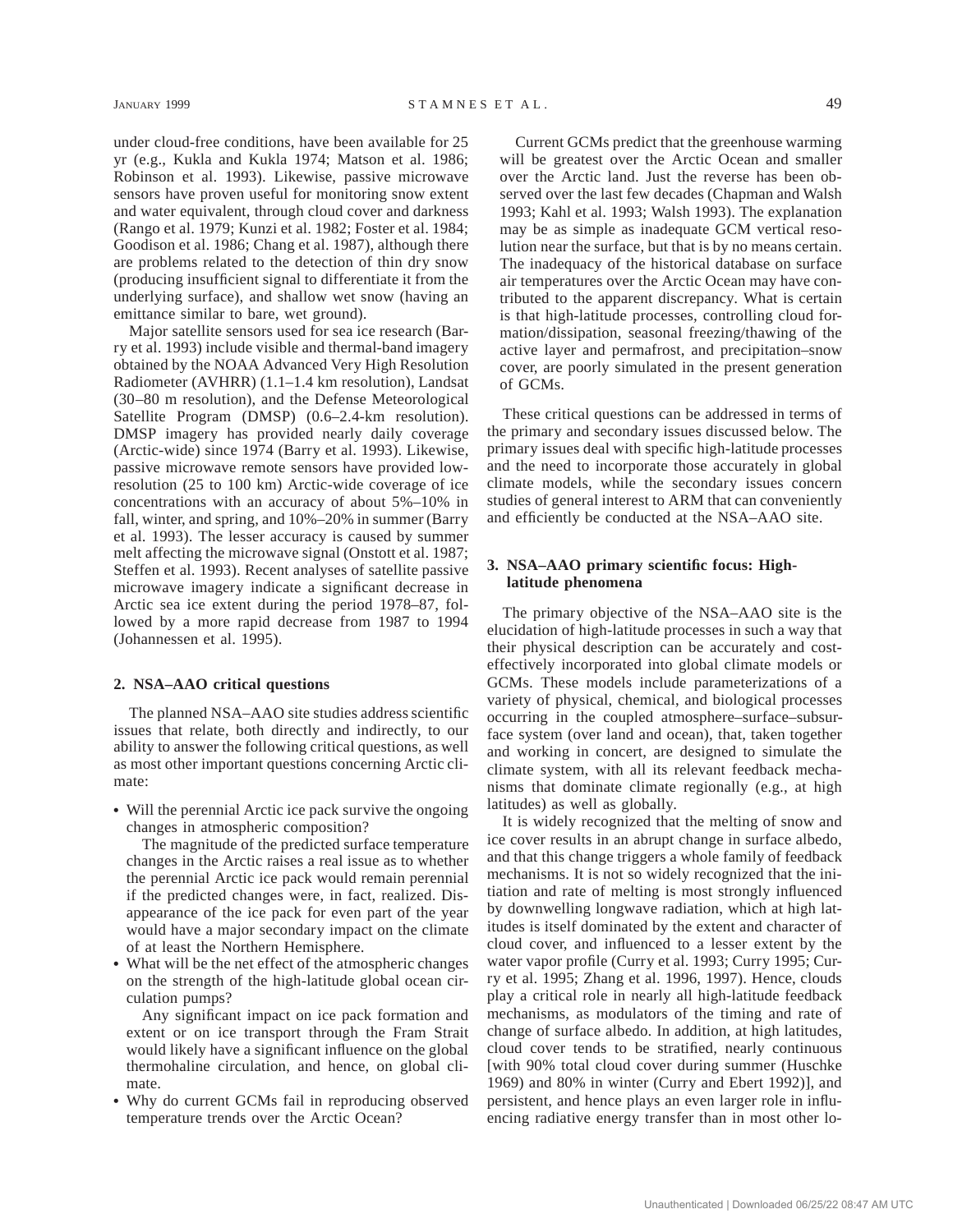under cloud-free conditions, have been available for 25 yr (e.g., Kukla and Kukla 1974; Matson et al. 1986; Robinson et al. 1993). Likewise, passive microwave sensors have proven useful for monitoring snow extent and water equivalent, through cloud cover and darkness (Rango et al. 1979; Kunzi et al. 1982; Foster et al. 1984; Goodison et al. 1986; Chang et al. 1987), although there are problems related to the detection of thin dry snow (producing insufficient signal to differentiate it from the underlying surface), and shallow wet snow (having an emittance similar to bare, wet ground).

Major satellite sensors used for sea ice research (Barry et al. 1993) include visible and thermal-band imagery obtained by the NOAA Advanced Very High Resolution Radiometer (AVHRR) (1.1–1.4 km resolution), Landsat (30–80 m resolution), and the Defense Meteorological Satellite Program (DMSP) (0.6–2.4-km resolution). DMSP imagery has provided nearly daily coverage (Arctic-wide) since 1974 (Barry et al. 1993). Likewise, passive microwave remote sensors have provided low-resolution (25 to 100 km) Arctic-wide coverage of ice concentrations with an accuracy of about 5%–10% in fall, winter, and spring, and 10%–20% in summer (Barry et al. 1993). The lesser accuracy is caused by summer melt affecting the microwave signal (Onstott et al. 1987; Steffen et al. 1993). Recent analyses of satellite passive microwave imagery indicate a significant decrease in Arctic sea ice extent during the period 1978–87, followed by a more rapid decrease from 1987 to 1994 (Johannessen et al. 1995).

## 2. NSA–AAO critical questions

The planned NSA–AAO site studies address scientific issues that relate, both directly and indirectly, to our ability to answer the following critical questions, as well as most other important questions concerning Arctic climate:

- Will the perennial Arctic ice pack survive the ongoing changes in atmospheric composition?

  The magnitude of the predicted surface temperature changes in the Arctic raises a real issue as to whether the perennial Arctic ice pack would remain perennial if the predicted changes were, in fact, realized. Disappearance of the ice pack for even part of the year would have a major secondary impact on the climate of at least the Northern Hemisphere.
- What will be the net effect of the atmospheric changes on the strength of the high-latitude global ocean circulation pumps?

  Any significant impact on ice pack formation and extent or on ice transport through the Fram Strait would likely have a significant influence on the global thermohaline circulation, and hence, on global climate.
- Why do current GCMs fail in reproducing observed temperature trends over the Arctic Ocean?

  Current GCMs predict that the greenhouse warming will be greatest over the Arctic Ocean and smaller over the Arctic land. Just the reverse has been observed over the last few decades (Chapman and Walsh 1993; Kahl et al. 1993; Walsh 1993). The explanation may be as simple as inadequate GCM vertical resolution near the surface, but that is by no means certain. The inadequacy of the historical database on surface air temperatures over the Arctic Ocean may have contributed to the apparent discrepancy. What is certain is that high-latitude processes, controlling cloud formation/dissipation, seasonal freezing/thawing of the active layer and permafrost, and precipitation–snow cover, are poorly simulated in the present generation of GCMs.

These critical questions can be addressed in terms of the primary and secondary issues discussed below. The primary issues deal with specific high-latitude processes and the need to incorporate those accurately in global climate models, while the secondary issues concern studies of general interest to ARM that can conveniently and efficiently be conducted at the NSA–AAO site.

## 3. NSA–AAO primary scientific focus: High-latitude phenomena

The primary objective of the NSA–AAO site is the elucidation of high-latitude processes in such a way that their physical description can be accurately and cost-effectively incorporated into global climate models or GCMs. These models include parameterizations of a variety of physical, chemical, and biological processes occurring in the coupled atmosphere–surface–subsurface system (over land and ocean), that, taken together and working in concert, are designed to simulate the climate system, with all its relevant feedback mechanisms that dominate climate regionally (e.g., at high latitudes) as well as globally.

It is widely recognized that the melting of snow and ice cover results in an abrupt change in surface albedo, and that this change triggers a whole family of feedback mechanisms. It is not so widely recognized that the initiation and rate of melting is most strongly influenced by downwelling longwave radiation, which at high latitudes is itself dominated by the extent and character of cloud cover, and influenced to a lesser extent by the water vapor profile (Curry et al. 1993; Curry 1995; Curry et al. 1995; Zhang et al. 1996, 1997). Hence, clouds play a critical role in nearly all high-latitude feedback mechanisms, as modulators of the timing and rate of change of surface albedo. In addition, at high latitudes, cloud cover tends to be stratified, nearly continuous [with 90% total cloud cover during summer (Huschke 1969) and 80% in winter (Curry and Ebert 1992)], and persistent, and hence plays an even larger role in influencing radiative energy transfer than in most other lo-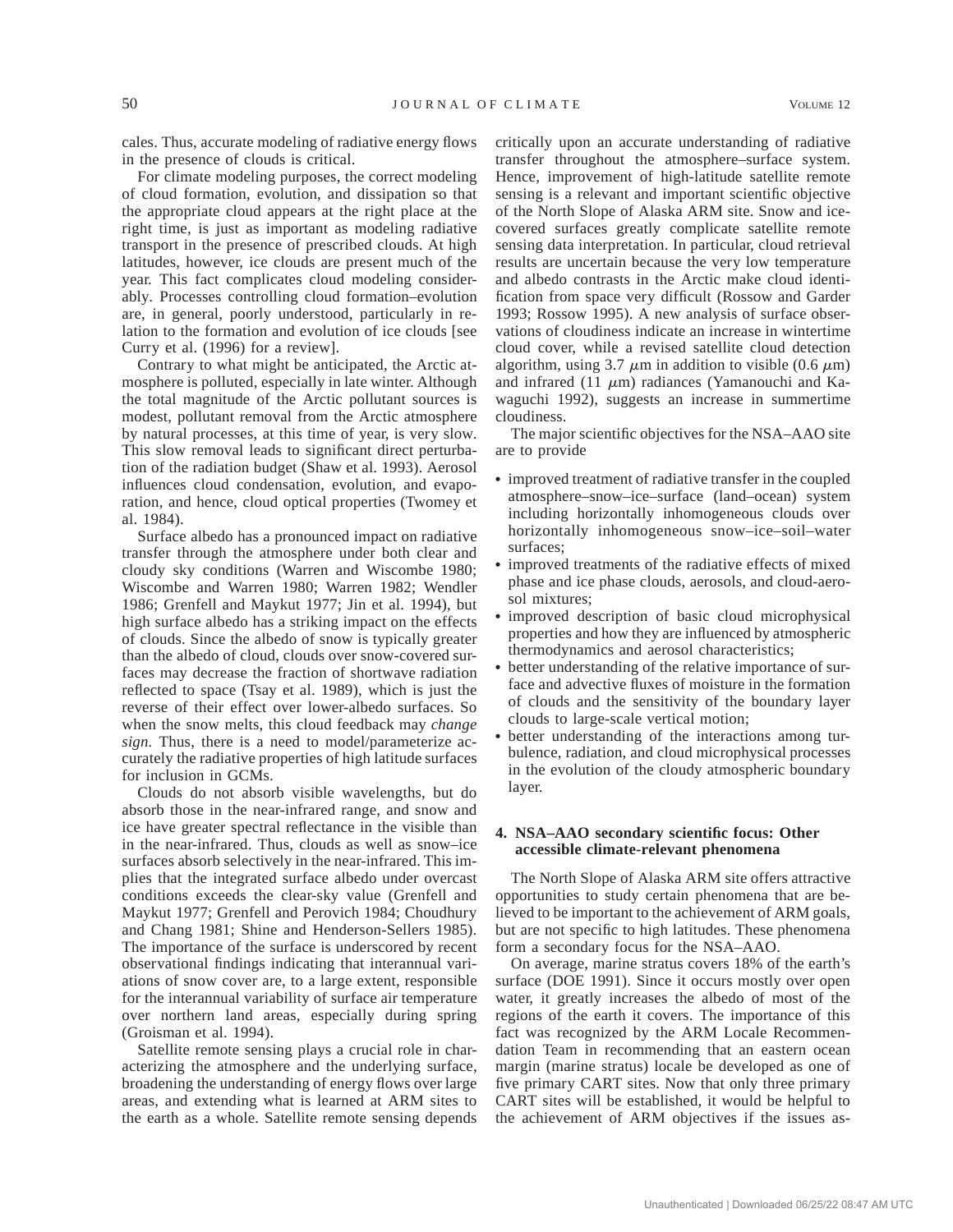cales. Thus, accurate modeling of radiative energy flows in the presence of clouds is critical.

For climate modeling purposes, the correct modeling of cloud formation, evolution, and dissipation so that the appropriate cloud appears at the right place at the right time, is just as important as modeling radiative transport in the presence of prescribed clouds. At high latitudes, however, ice clouds are present much of the year. This fact complicates cloud modeling considerably. Processes controlling cloud formation–evolution are, in general, poorly understood, particularly in relation to the formation and evolution of ice clouds [see Curry et al. (1996) for a review].

Contrary to what might be anticipated, the Arctic atmosphere is polluted, especially in late winter. Although the total magnitude of the Arctic pollutant sources is modest, pollutant removal from the Arctic atmosphere by natural processes, at this time of year, is very slow. This slow removal leads to significant direct perturbation of the radiation budget (Shaw et al. 1993). Aerosol influences cloud condensation, evolution, and evaporation, and hence, cloud optical properties (Twomey et al. 1984).

Surface albedo has a pronounced impact on radiative transfer through the atmosphere under both clear and cloudy sky conditions (Warren and Wiscombe 1980; Wiscombe and Warren 1980; Warren 1982; Wendler 1986; Grenfell and Maykut 1977; Jin et al. 1994), but high surface albedo has a striking impact on the effects of clouds. Since the albedo of snow is typically greater than the albedo of cloud, clouds over snow-covered surfaces may decrease the fraction of shortwave radiation reflected to space (Tsay et al. 1989), which is just the reverse of their effect over lower-albedo surfaces. So when the snow melts, this cloud feedback may *change sign*. Thus, there is a need to model/parameterize accurately the radiative properties of high latitude surfaces for inclusion in GCMs.

Clouds do not absorb visible wavelengths, but do absorb those in the near-infrared range, and snow and ice have greater spectral reflectance in the visible than in the near-infrared. Thus, clouds as well as snow–ice surfaces absorb selectively in the near-infrared. This implies that the integrated surface albedo under overcast conditions exceeds the clear-sky value (Grenfell and Maykut 1977; Grenfell and Perovich 1984; Choudhury and Chang 1981; Shine and Henderson-Sellers 1985). The importance of the surface is underscored by recent observational findings indicating that interannual variations of snow cover are, to a large extent, responsible for the interannual variability of surface air temperature over northern land areas, especially during spring (Groisman et al. 1994).

Satellite remote sensing plays a crucial role in characterizing the atmosphere and the underlying surface, broadening the understanding of energy flows over large areas, and extending what is learned at ARM sites to the earth as a whole. Satellite remote sensing depends critically upon an accurate understanding of radiative transfer throughout the atmosphere–surface system. Hence, improvement of high-latitude satellite remote sensing is a relevant and important scientific objective of the North Slope of Alaska ARM site. Snow and ice-covered surfaces greatly complicate satellite remote sensing data interpretation. In particular, cloud retrieval results are uncertain because the very low temperature and albedo contrasts in the Arctic make cloud identification from space very difficult (Rossow and Garder 1993; Rossow 1995). A new analysis of surface observations of cloudiness indicate an increase in wintertime cloud cover, while a revised satellite cloud detection algorithm, using 3.7 $\mu$m in addition to visible (0.6 $\mu$m) and infrared (11 $\mu$m) radiances (Yamanouchi and Kawaguchi 1992), suggests an increase in summertime cloudiness.

The major scientific objectives for the NSA–AAO site are to provide

- improved treatment of radiative transfer in the coupled atmosphere–snow–ice–surface (land–ocean) system including horizontally inhomogeneous clouds over horizontally inhomogeneous snow–ice–soil–water surfaces;
- improved treatments of the radiative effects of mixed phase and ice phase clouds, aerosols, and cloud-aerosol mixtures;
- improved description of basic cloud microphysical properties and how they are influenced by atmospheric thermodynamics and aerosol characteristics;
- better understanding of the relative importance of surface and advective fluxes of moisture in the formation of clouds and the sensitivity of the boundary layer clouds to large-scale vertical motion;
- better understanding of the interactions among turbulence, radiation, and cloud microphysical processes in the evolution of the cloudy atmospheric boundary layer.

## 4. NSA–AAO secondary scientific focus: Other accessible climate-relevant phenomena

The North Slope of Alaska ARM site offers attractive opportunities to study certain phenomena that are believed to be important to the achievement of ARM goals, but are not specific to high latitudes. These phenomena form a secondary focus for the NSA–AAO.

On average, marine stratus covers 18% of the earth's surface (DOE 1991). Since it occurs mostly over open water, it greatly increases the albedo of most of the regions of the earth it covers. The importance of this fact was recognized by the ARM Locale Recommendation Team in recommending that an eastern ocean margin (marine stratus) locale be developed as one of five primary CART sites. Now that only three primary CART sites will be established, it would be helpful to the achievement of ARM objectives if the issues as-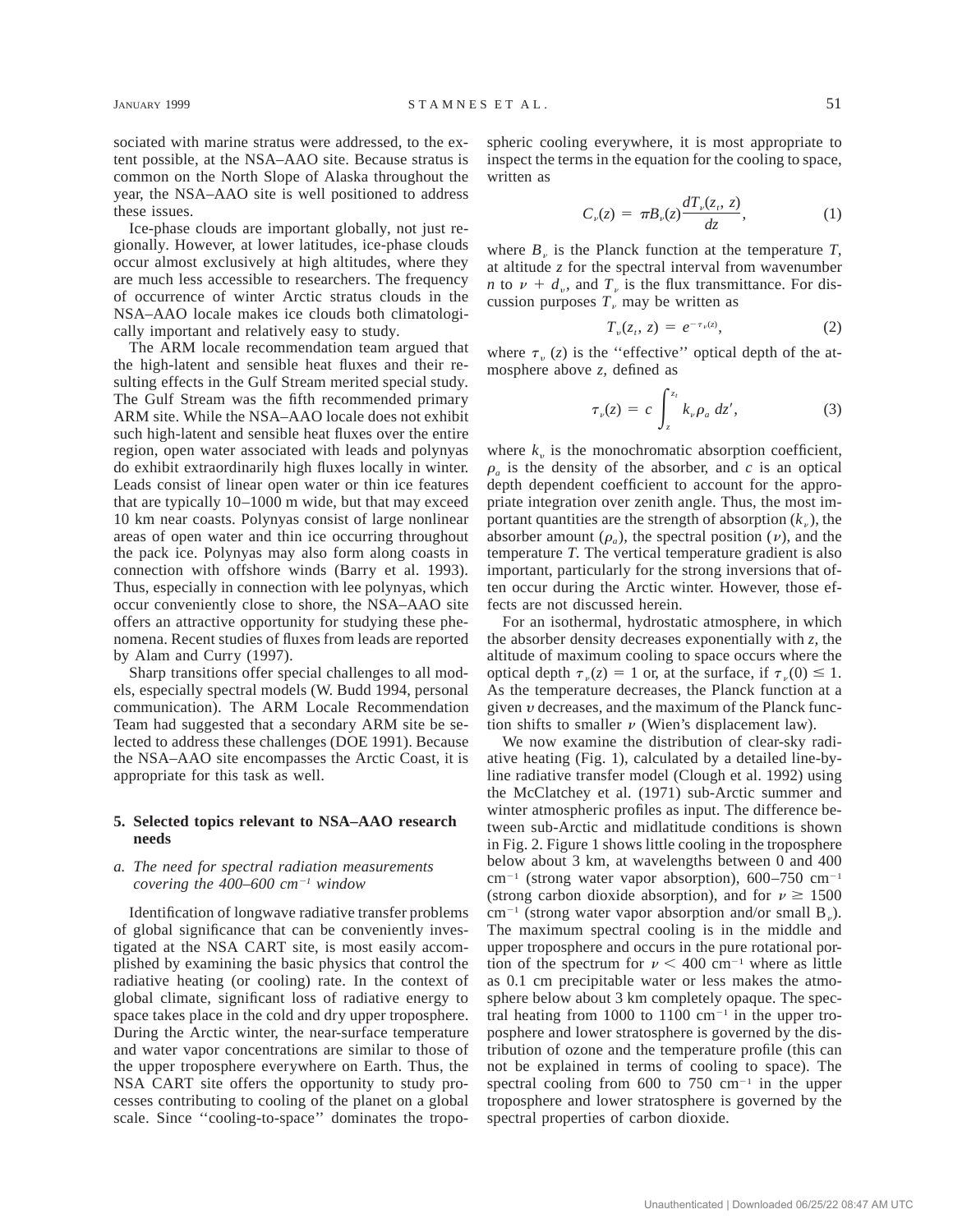sociated with marine stratus were addressed, to the extent possible, at the NSA–AAO site. Because stratus is common on the North Slope of Alaska throughout the year, the NSA–AAO site is well positioned to address these issues.

Ice-phase clouds are important globally, not just regionally. However, at lower latitudes, ice-phase clouds occur almost exclusively at high altitudes, where they are much less accessible to researchers. The frequency of occurrence of winter Arctic stratus clouds in the NSA–AAO locale makes ice clouds both climatologically important and relatively easy to study.

The ARM locale recommendation team argued that the high-latent and sensible heat fluxes and their resulting effects in the Gulf Stream merited special study. The Gulf Stream was the fifth recommended primary ARM site. While the NSA–AAO locale does not exhibit such high-latent and sensible heat fluxes over the entire region, open water associated with leads and polynyas do exhibit extraordinarily high fluxes locally in winter. Leads consist of linear open water or thin ice features that are typically 10–1000 m wide, but that may exceed 10 km near coasts. Polynyas consist of large nonlinear areas of open water and thin ice occurring throughout the pack ice. Polynyas may also form along coasts in connection with offshore winds (Barry et al. 1993). Thus, especially in connection with lee polynyas, which occur conveniently close to shore, the NSA–AAO site offers an attractive opportunity for studying these phenomena. Recent studies of fluxes from leads are reported by Alam and Curry (1997).

Sharp transitions offer special challenges to all models, especially spectral models (W. Budd 1994, personal communication). The ARM Locale Recommendation Team had suggested that a secondary ARM site be selected to address these challenges (DOE 1991). Because the NSA–AAO site encompasses the Arctic Coast, it is appropriate for this task as well.

## 5. Selected topics relevant to NSA–AAO research needs

### *a. The need for spectral radiation measurements covering the 400–600 cm⁻¹ window*

Identification of longwave radiative transfer problems of global significance that can be conveniently investigated at the NSA CART site, is most easily accomplished by examining the basic physics that control the radiative heating (or cooling) rate. In the context of global climate, significant loss of radiative energy to space takes place in the cold and dry upper troposphere. During the Arctic winter, the near-surface temperature and water vapor concentrations are similar to those of the upper troposphere everywhere on Earth. Thus, the NSA CART site offers the opportunity to study processes contributing to cooling of the planet on a global scale. Since ''cooling-to-space'' dominates the tropospheric cooling everywhere, it is most appropriate to inspect the terms in the equation for the cooling to space, written as

$$C_\nu(z) = \pi B_\nu(z)\frac{dT_\nu(z_t, z)}{dz}, \tag{1}$$

where $B_\nu$ is the Planck function at the temperature $T$, at altitude $z$ for the spectral interval from wavenumber $n$ to $\nu + d_\nu$, and $T_\nu$ is the flux transmittance. For discussion purposes $T_\nu$ may be written as

$$T_\nu(z_t, z) = e^{-\tau_\nu(z)}, \tag{2}$$

where $\tau_\nu(z)$ is the ''effective'' optical depth of the atmosphere above $z$, defined as

$$\tau_\nu(z) = c\int_z^{z_t} k_\nu \rho_a \, dz', \tag{3}$$

where $k_\nu$ is the monochromatic absorption coefficient, $\rho_a$ is the density of the absorber, and $c$ is an optical depth dependent coefficient to account for the appropriate integration over zenith angle. Thus, the most important quantities are the strength of absorption ($k_\nu$), the absorber amount ($\rho_a$), the spectral position ($\nu$), and the temperature $T$. The vertical temperature gradient is also important, particularly for the strong inversions that often occur during the Arctic winter. However, those effects are not discussed herein.

For an isothermal, hydrostatic atmosphere, in which the absorber density decreases exponentially with $z$, the altitude of maximum cooling to space occurs where the optical depth $\tau_\nu(z) = 1$ or, at the surface, if $\tau_\nu(0) \leq 1$. As the temperature decreases, the Planck function at a given $\upsilon$ decreases, and the maximum of the Planck function shifts to smaller $\nu$ (Wien's displacement law).

We now examine the distribution of clear-sky radiative heating (Fig. 1), calculated by a detailed line-by-line radiative transfer model (Clough et al. 1992) using the McClatchey et al. (1971) sub-Arctic summer and winter atmospheric profiles as input. The difference between sub-Arctic and midlatitude conditions is shown in Fig. 2. Figure 1 shows little cooling in the troposphere below about 3 km, at wavelengths between 0 and 400 cm⁻¹ (strong water vapor absorption), 600–750 cm⁻¹ (strong carbon dioxide absorption), and for $\nu \geq 1500$ cm⁻¹ (strong water vapor absorption and/or small $B_\nu$). The maximum spectral cooling is in the middle and upper troposphere and occurs in the pure rotational portion of the spectrum for $\nu < 400$ cm⁻¹ where as little as 0.1 cm precipitable water or less makes the atmosphere below about 3 km completely opaque. The spectral heating from 1000 to 1100 cm⁻¹ in the upper troposphere and lower stratosphere is governed by the distribution of ozone and the temperature profile (this can not be explained in terms of cooling to space). The spectral cooling from 600 to 750 cm⁻¹ in the upper troposphere and lower stratosphere is governed by the spectral properties of carbon dioxide.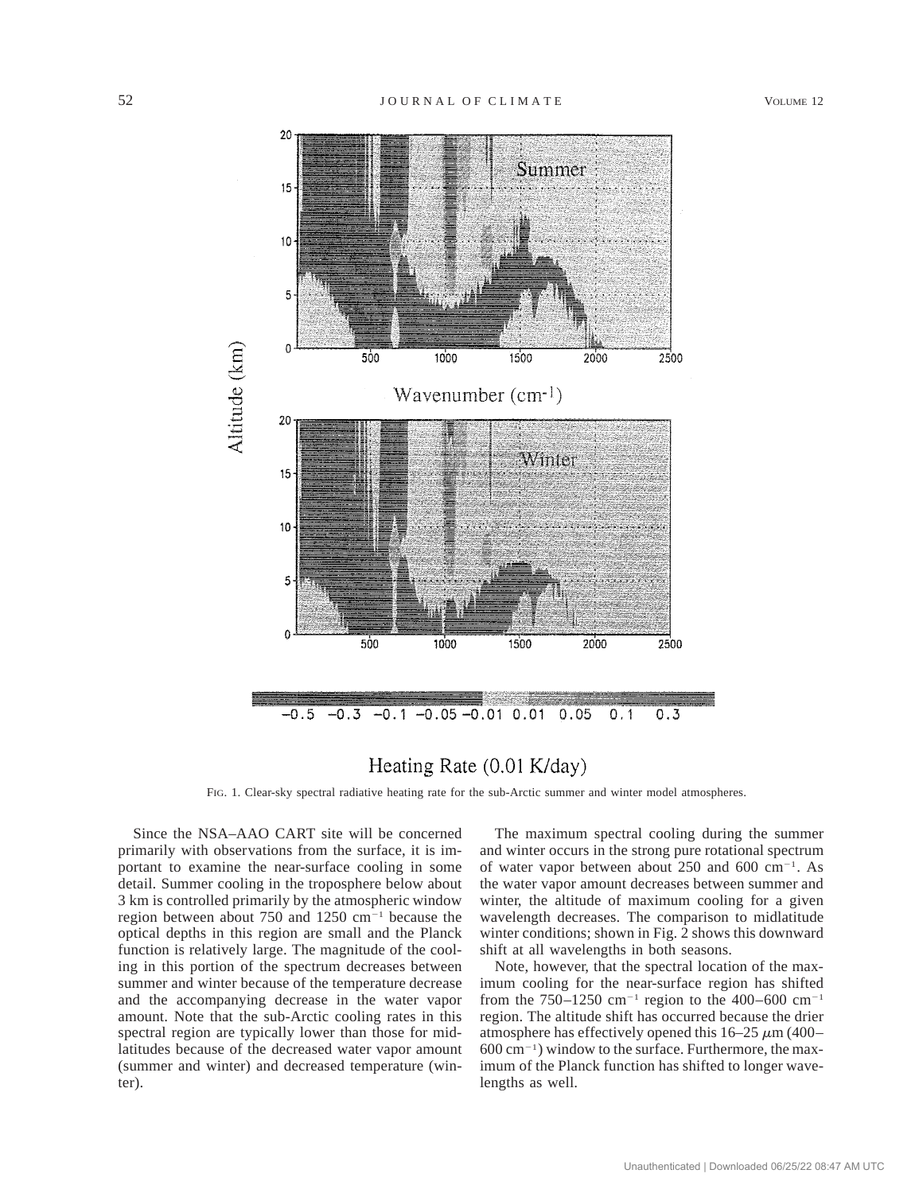FIG. 1. Clear-sky spectral radiative heating rate for the sub-Arctic summer and winter model atmospheres.

Since the NSA–AAO CART site will be concerned primarily with observations from the surface, it is important to examine the near-surface cooling in some detail. Summer cooling in the troposphere below about 3 km is controlled primarily by the atmospheric window region between about 750 and 1250 cm$^{-1}$ because the optical depths in this region are small and the Planck function is relatively large. The magnitude of the cooling in this portion of the spectrum decreases between summer and winter because of the temperature decrease and the accompanying decrease in the water vapor amount. Note that the sub-Arctic cooling rates in this spectral region are typically lower than those for midlatitudes because of the decreased water vapor amount (summer and winter) and decreased temperature (winter).

The maximum spectral cooling during the summer and winter occurs in the strong pure rotational spectrum of water vapor between about 250 and 600 cm$^{-1}$. As the water vapor amount decreases between summer and winter, the altitude of maximum cooling for a given wavelength decreases. The comparison to midlatitude winter conditions; shown in Fig. 2 shows this downward shift at all wavelengths in both seasons.

Note, however, that the spectral location of the maximum cooling for the near-surface region has shifted from the 750–1250 cm$^{-1}$ region to the 400–600 cm$^{-1}$ region. The altitude shift has occurred because the drier atmosphere has effectively opened this 16–25 $\mu$m (400–600 cm$^{-1}$) window to the surface. Furthermore, the maximum of the Planck function has shifted to longer wavelengths as well.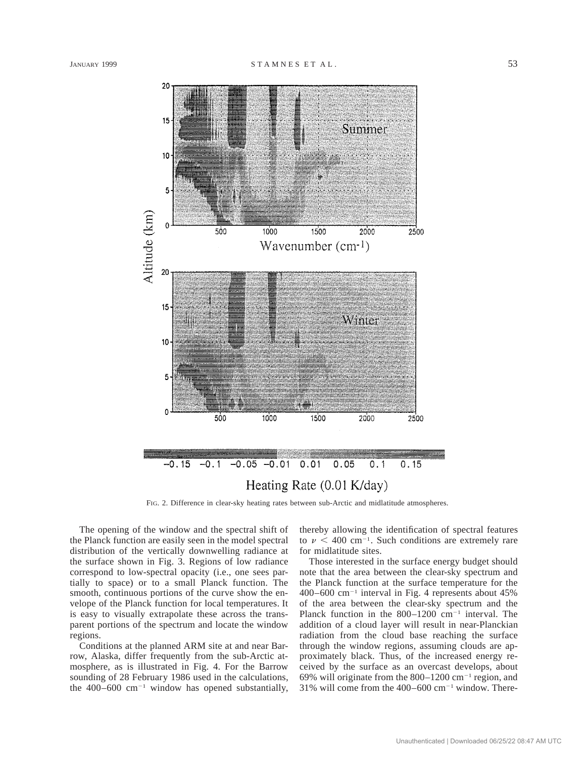FIG. 2. Difference in clear-sky heating rates between sub-Arctic and midlatitude atmospheres.

The opening of the window and the spectral shift of the Planck function are easily seen in the model spectral distribution of the vertically downwelling radiance at the surface shown in Fig. 3. Regions of low radiance correspond to low-spectral opacity (i.e., one sees partially to space) or to a small Planck function. The smooth, continuous portions of the curve show the envelope of the Planck function for local temperatures. It is easy to visually extrapolate these across the transparent portions of the spectrum and locate the window regions.

Conditions at the planned ARM site at and near Barrow, Alaska, differ frequently from the sub-Arctic atmosphere, as is illustrated in Fig. 4. For the Barrow sounding of 28 February 1986 used in the calculations, the 400–600 cm$^{-1}$ window has opened substantially, thereby allowing the identification of spectral features to $\nu < 400$ cm$^{-1}$. Such conditions are extremely rare for midlatitude sites.

Those interested in the surface energy budget should note that the area between the clear-sky spectrum and the Planck function at the surface temperature for the 400–600 cm$^{-1}$ interval in Fig. 4 represents about 45% of the area between the clear-sky spectrum and the Planck function in the 800–1200 cm$^{-1}$ interval. The addition of a cloud layer will result in near-Planckian radiation from the cloud base reaching the surface through the window regions, assuming clouds are approximately black. Thus, of the increased energy received by the surface as an overcast develops, about 69% will originate from the 800–1200 cm$^{-1}$ region, and 31% will come from the 400–600 cm$^{-1}$ window. There-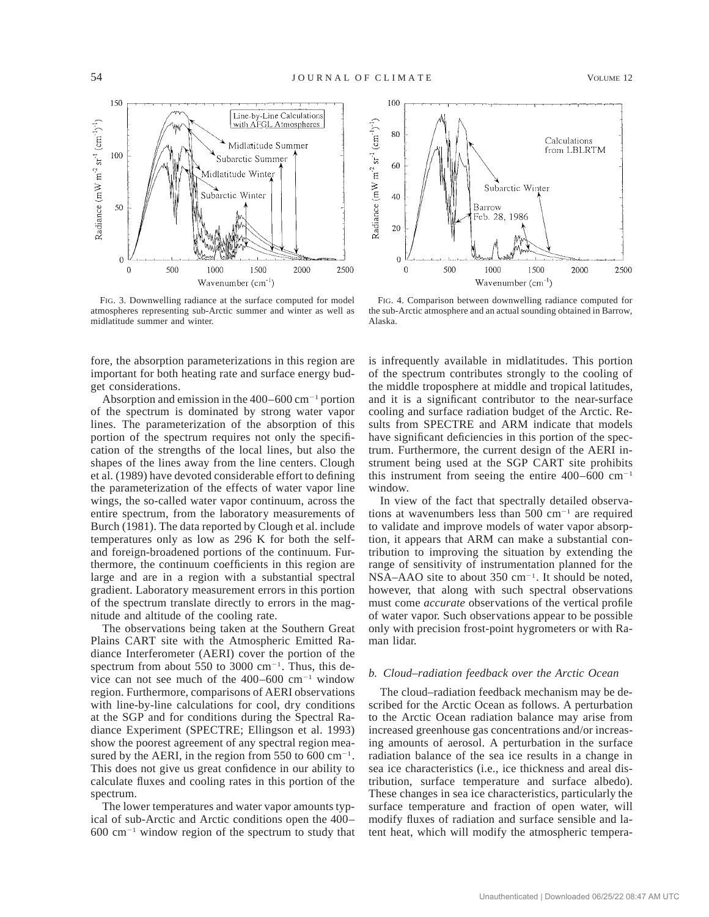FIG. 3. Downwelling radiance at the surface computed for model atmospheres representing sub-Arctic summer and winter as well as midlatitude summer and winter.

FIG. 4. Comparison between downwelling radiance computed for the sub-Arctic atmosphere and an actual sounding obtained in Barrow, Alaska.

fore, the absorption parameterizations in this region are important for both heating rate and surface energy budget considerations.

Absorption and emission in the 400–600 cm$^{-1}$ portion of the spectrum is dominated by strong water vapor lines. The parameterization of the absorption of this portion of the spectrum requires not only the specification of the strengths of the local lines, but also the shapes of the lines away from the line centers. Clough et al. (1989) have devoted considerable effort to defining the parameterization of the effects of water vapor line wings, the so-called water vapor continuum, across the entire spectrum, from the laboratory measurements of Burch (1981). The data reported by Clough et al. include temperatures only as low as 296 K for both the self- and foreign-broadened portions of the continuum. Furthermore, the continuum coefficients in this region are large and are in a region with a substantial spectral gradient. Laboratory measurement errors in this portion of the spectrum translate directly to errors in the magnitude and altitude of the cooling rate.

The observations being taken at the Southern Great Plains CART site with the Atmospheric Emitted Radiance Interferometer (AERI) cover the portion of the spectrum from about 550 to 3000 cm$^{-1}$. Thus, this device can not see much of the 400–600 cm$^{-1}$ window region. Furthermore, comparisons of AERI observations with line-by-line calculations for cool, dry conditions at the SGP and for conditions during the Spectral Radiance Experiment (SPECTRE; Ellingson et al. 1993) show the poorest agreement of any spectral region measured by the AERI, in the region from 550 to 600 cm$^{-1}$. This does not give us great confidence in our ability to calculate fluxes and cooling rates in this portion of the spectrum.

The lower temperatures and water vapor amounts typical of sub-Arctic and Arctic conditions open the 400–600 cm$^{-1}$ window region of the spectrum to study that is infrequently available in midlatitudes. This portion of the spectrum contributes strongly to the cooling of the middle troposphere at middle and tropical latitudes, and it is a significant contributor to the near-surface cooling and surface radiation budget of the Arctic. Results from SPECTRE and ARM indicate that models have significant deficiencies in this portion of the spectrum. Furthermore, the current design of the AERI instrument being used at the SGP CART site prohibits this instrument from seeing the entire 400–600 cm$^{-1}$ window.

In view of the fact that spectrally detailed observations at wavenumbers less than 500 cm$^{-1}$ are required to validate and improve models of water vapor absorption, it appears that ARM can make a substantial contribution to improving the situation by extending the range of sensitivity of instrumentation planned for the NSA–AAO site to about 350 cm$^{-1}$. It should be noted, however, that along with such spectral observations must come *accurate* observations of the vertical profile of water vapor. Such observations appear to be possible only with precision frost-point hygrometers or with Raman lidar.

### *b. Cloud–radiation feedback over the Arctic Ocean*

The cloud–radiation feedback mechanism may be described for the Arctic Ocean as follows. A perturbation to the Arctic Ocean radiation balance may arise from increased greenhouse gas concentrations and/or increasing amounts of aerosol. A perturbation in the surface radiation balance of the sea ice results in a change in sea ice characteristics (i.e., ice thickness and areal distribution, surface temperature and surface albedo). These changes in sea ice characteristics, particularly the surface temperature and fraction of open water, will modify fluxes of radiation and surface sensible and latent heat, which will modify the atmospheric tempera-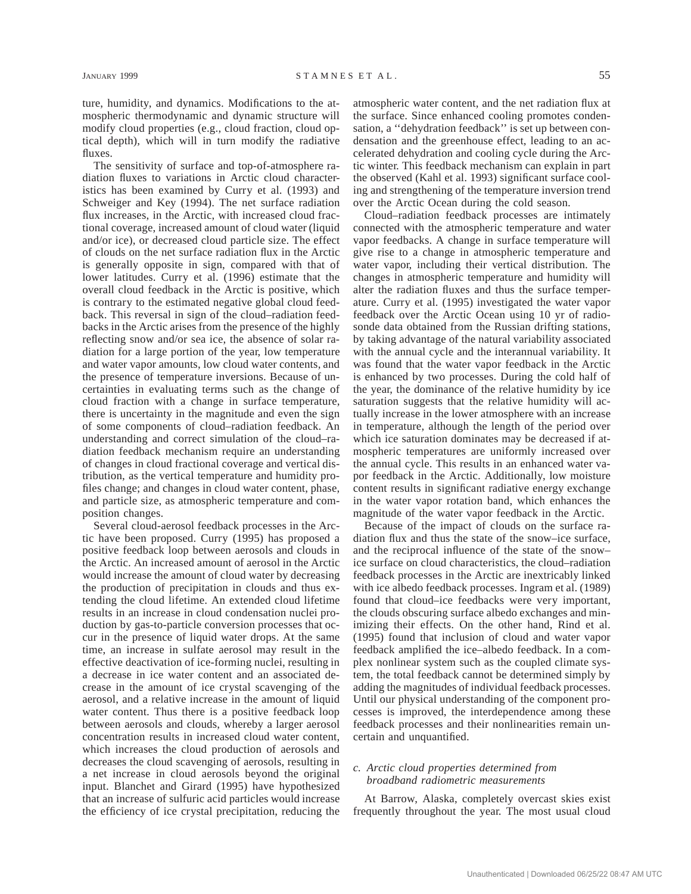ture, humidity, and dynamics. Modifications to the atmospheric thermodynamic and dynamic structure will modify cloud properties (e.g., cloud fraction, cloud optical depth), which will in turn modify the radiative fluxes.

The sensitivity of surface and top-of-atmosphere radiation fluxes to variations in Arctic cloud characteristics has been examined by Curry et al. (1993) and Schweiger and Key (1994). The net surface radiation flux increases, in the Arctic, with increased cloud fractional coverage, increased amount of cloud water (liquid and/or ice), or decreased cloud particle size. The effect of clouds on the net surface radiation flux in the Arctic is generally opposite in sign, compared with that of lower latitudes. Curry et al. (1996) estimate that the overall cloud feedback in the Arctic is positive, which is contrary to the estimated negative global cloud feedback. This reversal in sign of the cloud–radiation feedbacks in the Arctic arises from the presence of the highly reflecting snow and/or sea ice, the absence of solar radiation for a large portion of the year, low temperature and water vapor amounts, low cloud water contents, and the presence of temperature inversions. Because of uncertainties in evaluating terms such as the change of cloud fraction with a change in surface temperature, there is uncertainty in the magnitude and even the sign of some components of cloud–radiation feedback. An understanding and correct simulation of the cloud–radiation feedback mechanism require an understanding of changes in cloud fractional coverage and vertical distribution, as the vertical temperature and humidity profiles change; and changes in cloud water content, phase, and particle size, as atmospheric temperature and composition changes.

Several cloud-aerosol feedback processes in the Arctic have been proposed. Curry (1995) has proposed a positive feedback loop between aerosols and clouds in the Arctic. An increased amount of aerosol in the Arctic would increase the amount of cloud water by decreasing the production of precipitation in clouds and thus extending the cloud lifetime. An extended cloud lifetime results in an increase in cloud condensation nuclei production by gas-to-particle conversion processes that occur in the presence of liquid water drops. At the same time, an increase in sulfate aerosol may result in the effective deactivation of ice-forming nuclei, resulting in a decrease in ice water content and an associated decrease in the amount of ice crystal scavenging of the aerosol, and a relative increase in the amount of liquid water content. Thus there is a positive feedback loop between aerosols and clouds, whereby a larger aerosol concentration results in increased cloud water content, which increases the cloud production of aerosols and decreases the cloud scavenging of aerosols, resulting in a net increase in cloud aerosols beyond the original input. Blanchet and Girard (1995) have hypothesized that an increase of sulfuric acid particles would increase the efficiency of ice crystal precipitation, reducing the atmospheric water content, and the net radiation flux at the surface. Since enhanced cooling promotes condensation, a ''dehydration feedback'' is set up between condensation and the greenhouse effect, leading to an accelerated dehydration and cooling cycle during the Arctic winter. This feedback mechanism can explain in part the observed (Kahl et al. 1993) significant surface cooling and strengthening of the temperature inversion trend over the Arctic Ocean during the cold season.

Cloud–radiation feedback processes are intimately connected with the atmospheric temperature and water vapor feedbacks. A change in surface temperature will give rise to a change in atmospheric temperature and water vapor, including their vertical distribution. The changes in atmospheric temperature and humidity will alter the radiation fluxes and thus the surface temperature. Curry et al. (1995) investigated the water vapor feedback over the Arctic Ocean using 10 yr of radiosonde data obtained from the Russian drifting stations, by taking advantage of the natural variability associated with the annual cycle and the interannual variability. It was found that the water vapor feedback in the Arctic is enhanced by two processes. During the cold half of the year, the dominance of the relative humidity by ice saturation suggests that the relative humidity will actually increase in the lower atmosphere with an increase in temperature, although the length of the period over which ice saturation dominates may be decreased if atmospheric temperatures are uniformly increased over the annual cycle. This results in an enhanced water vapor feedback in the Arctic. Additionally, low moisture content results in significant radiative energy exchange in the water vapor rotation band, which enhances the magnitude of the water vapor feedback in the Arctic.

Because of the impact of clouds on the surface radiation flux and thus the state of the snow–ice surface, and the reciprocal influence of the state of the snow–ice surface on cloud characteristics, the cloud–radiation feedback processes in the Arctic are inextricably linked with ice albedo feedback processes. Ingram et al. (1989) found that cloud–ice feedbacks were very important, the clouds obscuring surface albedo exchanges and minimizing their effects. On the other hand, Rind et al. (1995) found that inclusion of cloud and water vapor feedback amplified the ice–albedo feedback. In a complex nonlinear system such as the coupled climate system, the total feedback cannot be determined simply by adding the magnitudes of individual feedback processes. Until our physical understanding of the component processes is improved, the interdependence among these feedback processes and their nonlinearities remain uncertain and unquantified.

### *c. Arctic cloud properties determined from broadband radiometric measurements*

At Barrow, Alaska, completely overcast skies exist frequently throughout the year. The most usual cloud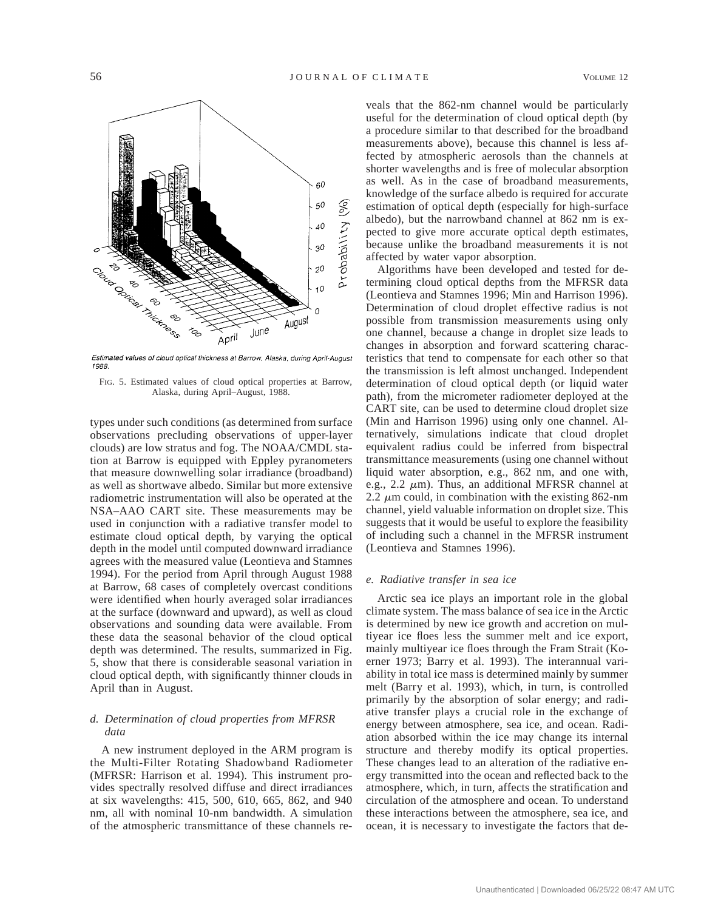Estimated values of cloud optical thickness at Barrow, Alaska, during April-August 1988.

FIG. 5. Estimated values of cloud optical properties at Barrow, Alaska, during April–August, 1988.

types under such conditions (as determined from surface observations precluding observations of upper-layer clouds) are low stratus and fog. The NOAA/CMDL station at Barrow is equipped with Eppley pyranometers that measure downwelling solar irradiance (broadband) as well as shortwave albedo. Similar but more extensive radiometric instrumentation will also be operated at the NSA–AAO CART site. These measurements may be used in conjunction with a radiative transfer model to estimate cloud optical depth, by varying the optical depth in the model until computed downward irradiance agrees with the measured value (Leontieva and Stamnes 1994). For the period from April through August 1988 at Barrow, 68 cases of completely overcast conditions were identified when hourly averaged solar irradiances at the surface (downward and upward), as well as cloud observations and sounding data were available. From these data the seasonal behavior of the cloud optical depth was determined. The results, summarized in Fig. 5, show that there is considerable seasonal variation in cloud optical depth, with significantly thinner clouds in April than in August.

### *d. Determination of cloud properties from MFRSR data*

A new instrument deployed in the ARM program is the Multi-Filter Rotating Shadowband Radiometer (MFRSR: Harrison et al. 1994). This instrument provides spectrally resolved diffuse and direct irradiances at six wavelengths: 415, 500, 610, 665, 862, and 940 nm, all with nominal 10-nm bandwidth. A simulation of the atmospheric transmittance of these channels reveals that the 862-nm channel would be particularly useful for the determination of cloud optical depth (by a procedure similar to that described for the broadband measurements above), because this channel is less affected by atmospheric aerosols than the channels at shorter wavelengths and is free of molecular absorption as well. As in the case of broadband measurements, knowledge of the surface albedo is required for accurate estimation of optical depth (especially for high-surface albedo), but the narrowband channel at 862 nm is expected to give more accurate optical depth estimates, because unlike the broadband measurements it is not affected by water vapor absorption.

Algorithms have been developed and tested for determining cloud optical depths from the MFRSR data (Leontieva and Stamnes 1996; Min and Harrison 1996). Determination of cloud droplet effective radius is not possible from transmission measurements using only one channel, because a change in droplet size leads to changes in absorption and forward scattering characteristics that tend to compensate for each other so that the transmission is left almost unchanged. Independent determination of cloud optical depth (or liquid water path), from the micrometer radiometer deployed at the CART site, can be used to determine cloud droplet size (Min and Harrison 1996) using only one channel. Alternatively, simulations indicate that cloud droplet equivalent radius could be inferred from bispectral transmittance measurements (using one channel without liquid water absorption, e.g., 862 nm, and one with, e.g., 2.2 $\mu$m). Thus, an additional MFRSR channel at 2.2 $\mu$m could, in combination with the existing 862-nm channel, yield valuable information on droplet size. This suggests that it would be useful to explore the feasibility of including such a channel in the MFRSR instrument (Leontieva and Stamnes 1996).

### *e. Radiative transfer in sea ice*

Arctic sea ice plays an important role in the global climate system. The mass balance of sea ice in the Arctic is determined by new ice growth and accretion on multiyear ice floes less the summer melt and ice export, mainly multiyear ice floes through the Fram Strait (Koerner 1973; Barry et al. 1993). The interannual variability in total ice mass is determined mainly by summer melt (Barry et al. 1993), which, in turn, is controlled primarily by the absorption of solar energy; and radiative transfer plays a crucial role in the exchange of energy between atmosphere, sea ice, and ocean. Radiation absorbed within the ice may change its internal structure and thereby modify its optical properties. These changes lead to an alteration of the radiative energy transmitted into the ocean and reflected back to the atmosphere, which, in turn, affects the stratification and circulation of the atmosphere and ocean. To understand these interactions between the atmosphere, sea ice, and ocean, it is necessary to investigate the factors that de-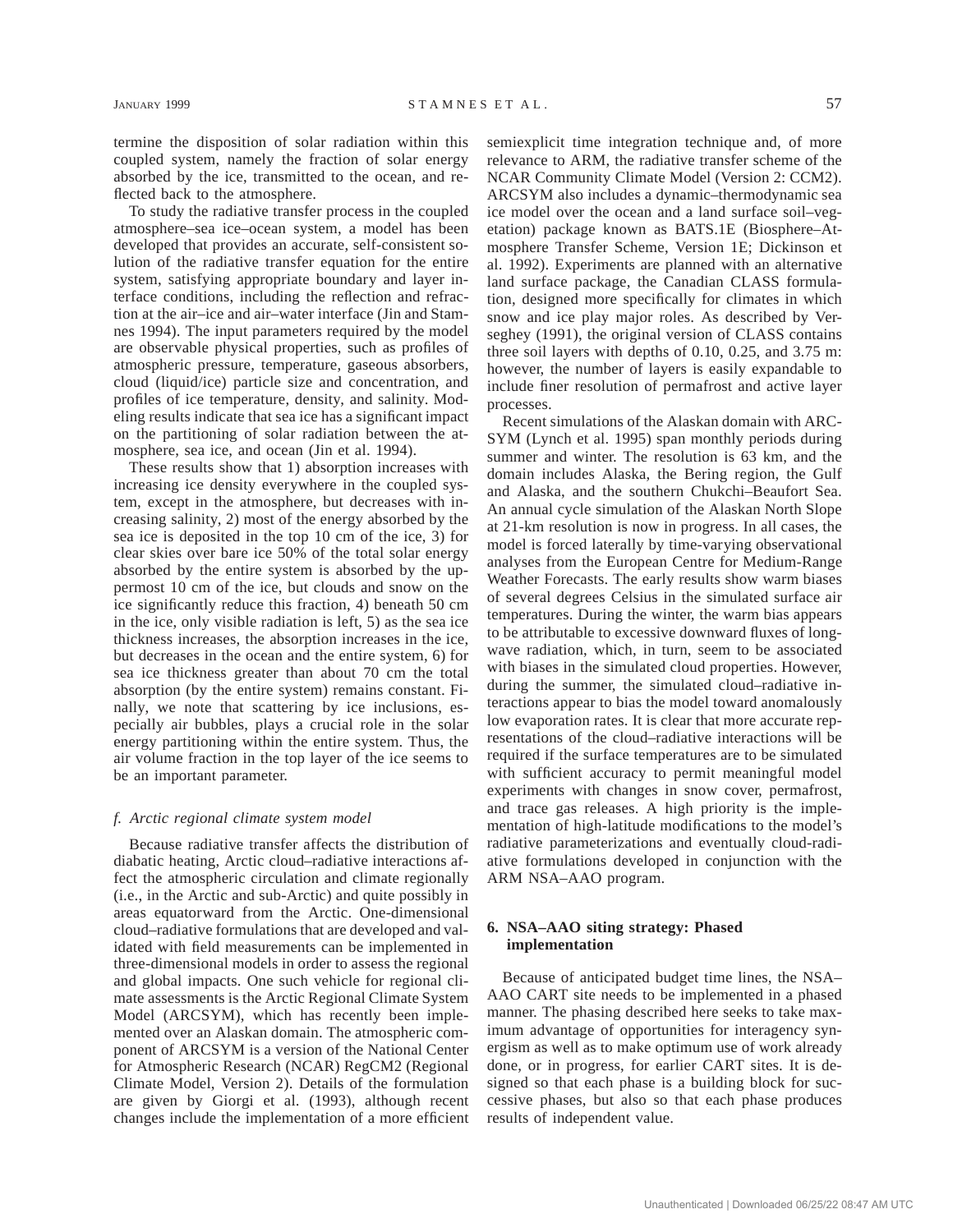termine the disposition of solar radiation within this coupled system, namely the fraction of solar energy absorbed by the ice, transmitted to the ocean, and reflected back to the atmosphere.

To study the radiative transfer process in the coupled atmosphere–sea ice–ocean system, a model has been developed that provides an accurate, self-consistent solution of the radiative transfer equation for the entire system, satisfying appropriate boundary and layer interface conditions, including the reflection and refraction at the air–ice and air–water interface (Jin and Stamnes 1994). The input parameters required by the model are observable physical properties, such as profiles of atmospheric pressure, temperature, gaseous absorbers, cloud (liquid/ice) particle size and concentration, and profiles of ice temperature, density, and salinity. Modeling results indicate that sea ice has a significant impact on the partitioning of solar radiation between the atmosphere, sea ice, and ocean (Jin et al. 1994).

These results show that 1) absorption increases with increasing ice density everywhere in the coupled system, except in the atmosphere, but decreases with increasing salinity, 2) most of the energy absorbed by the sea ice is deposited in the top 10 cm of the ice, 3) for clear skies over bare ice 50% of the total solar energy absorbed by the entire system is absorbed by the uppermost 10 cm of the ice, but clouds and snow on the ice significantly reduce this fraction, 4) beneath 50 cm in the ice, only visible radiation is left, 5) as the sea ice thickness increases, the absorption increases in the ice, but decreases in the ocean and the entire system, 6) for sea ice thickness greater than about 70 cm the total absorption (by the entire system) remains constant. Finally, we note that scattering by ice inclusions, especially air bubbles, plays a crucial role in the solar energy partitioning within the entire system. Thus, the air volume fraction in the top layer of the ice seems to be an important parameter.

### *f. Arctic regional climate system model*

Because radiative transfer affects the distribution of diabatic heating, Arctic cloud–radiative interactions affect the atmospheric circulation and climate regionally (i.e., in the Arctic and sub-Arctic) and quite possibly in areas equatorward from the Arctic. One-dimensional cloud–radiative formulations that are developed and validated with field measurements can be implemented in three-dimensional models in order to assess the regional and global impacts. One such vehicle for regional climate assessments is the Arctic Regional Climate System Model (ARCSYM), which has recently been implemented over an Alaskan domain. The atmospheric component of ARCSYM is a version of the National Center for Atmospheric Research (NCAR) RegCM2 (Regional Climate Model, Version 2). Details of the formulation are given by Giorgi et al. (1993), although recent changes include the implementation of a more efficient semiexplicit time integration technique and, of more relevance to ARM, the radiative transfer scheme of the NCAR Community Climate Model (Version 2: CCM2). ARCSYM also includes a dynamic–thermodynamic sea ice model over the ocean and a land surface soil–vegetation) package known as BATS.1E (Biosphere–Atmosphere Transfer Scheme, Version 1E; Dickinson et al. 1992). Experiments are planned with an alternative land surface package, the Canadian CLASS formulation, designed more specifically for climates in which snow and ice play major roles. As described by Verseghey (1991), the original version of CLASS contains three soil layers with depths of 0.10, 0.25, and 3.75 m: however, the number of layers is easily expandable to include finer resolution of permafrost and active layer processes.

Recent simulations of the Alaskan domain with ARCSYM (Lynch et al. 1995) span monthly periods during summer and winter. The resolution is 63 km, and the domain includes Alaska, the Bering region, the Gulf and Alaska, and the southern Chukchi–Beaufort Sea. An annual cycle simulation of the Alaskan North Slope at 21-km resolution is now in progress. In all cases, the model is forced laterally by time-varying observational analyses from the European Centre for Medium-Range Weather Forecasts. The early results show warm biases of several degrees Celsius in the simulated surface air temperatures. During the winter, the warm bias appears to be attributable to excessive downward fluxes of longwave radiation, which, in turn, seem to be associated with biases in the simulated cloud properties. However, during the summer, the simulated cloud–radiative interactions appear to bias the model toward anomalously low evaporation rates. It is clear that more accurate representations of the cloud–radiative interactions will be required if the surface temperatures are to be simulated with sufficient accuracy to permit meaningful model experiments with changes in snow cover, permafrost, and trace gas releases. A high priority is the implementation of high-latitude modifications to the model's radiative parameterizations and eventually cloud-radiative formulations developed in conjunction with the ARM NSA–AAO program.

## 6. NSA–AAO siting strategy: Phased implementation

Because of anticipated budget time lines, the NSA–AAO CART site needs to be implemented in a phased manner. The phasing described here seeks to take maximum advantage of opportunities for interagency synergism as well as to make optimum use of work already done, or in progress, for earlier CART sites. It is designed so that each phase is a building block for successive phases, but also so that each phase produces results of independent value.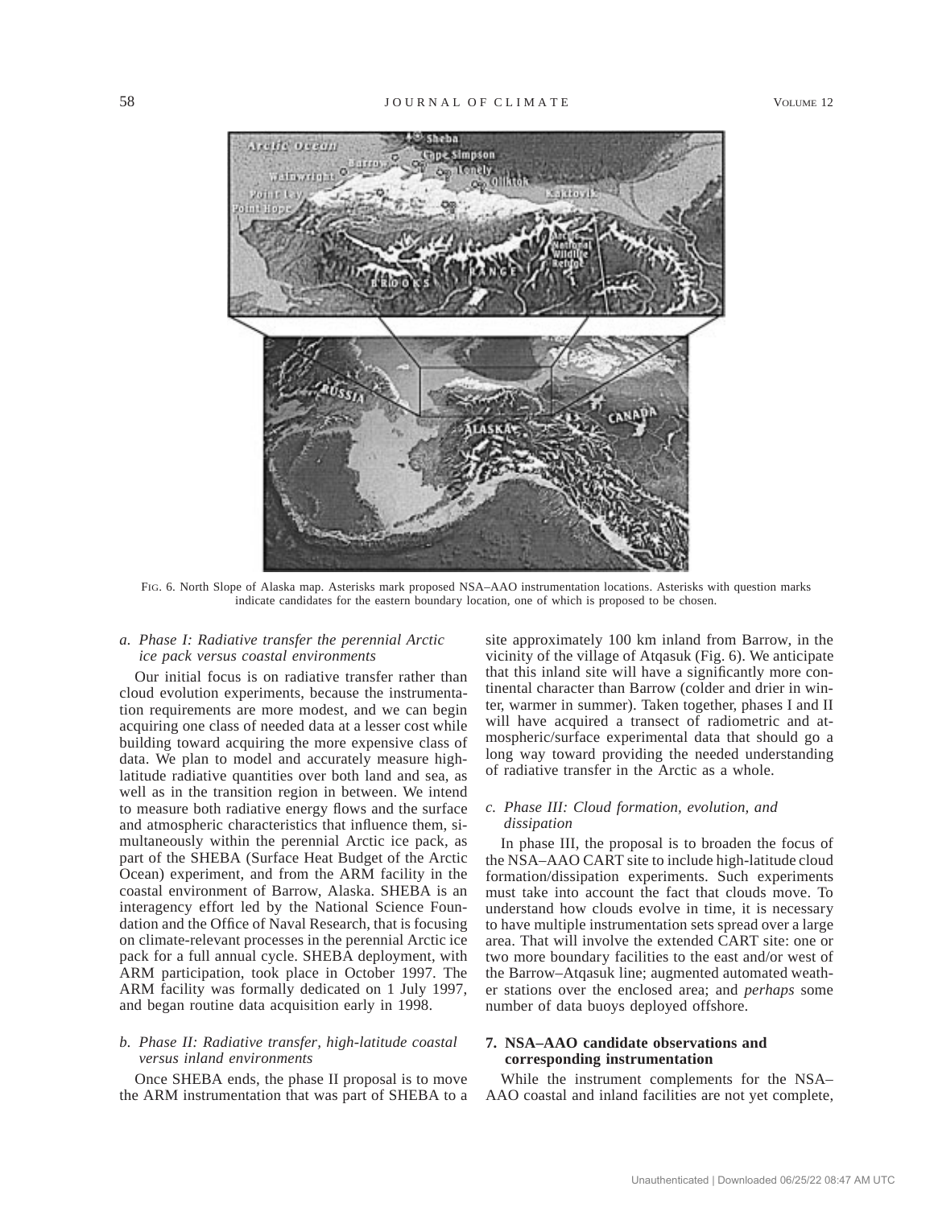FIG. 6. North Slope of Alaska map. Asterisks mark proposed NSA–AAO instrumentation locations. Asterisks with question marks indicate candidates for the eastern boundary location, one of which is proposed to be chosen.

### *a. Phase I: Radiative transfer the perennial Arctic ice pack versus coastal environments*

Our initial focus is on radiative transfer rather than cloud evolution experiments, because the instrumentation requirements are more modest, and we can begin acquiring one class of needed data at a lesser cost while building toward acquiring the more expensive class of data. We plan to model and accurately measure high-latitude radiative quantities over both land and sea, as well as in the transition region in between. We intend to measure both radiative energy flows and the surface and atmospheric characteristics that influence them, simultaneously within the perennial Arctic ice pack, as part of the SHEBA (Surface Heat Budget of the Arctic Ocean) experiment, and from the ARM facility in the coastal environment of Barrow, Alaska. SHEBA is an interagency effort led by the National Science Foundation and the Office of Naval Research, that is focusing on climate-relevant processes in the perennial Arctic ice pack for a full annual cycle. SHEBA deployment, with ARM participation, took place in October 1997. The ARM facility was formally dedicated on 1 July 1997, and began routine data acquisition early in 1998.

### *b. Phase II: Radiative transfer, high-latitude coastal versus inland environments*

Once SHEBA ends, the phase II proposal is to move the ARM instrumentation that was part of SHEBA to a site approximately 100 km inland from Barrow, in the vicinity of the village of Atqasuk (Fig. 6). We anticipate that this inland site will have a significantly more continental character than Barrow (colder and drier in winter, warmer in summer). Taken together, phases I and II will have acquired a transect of radiometric and atmospheric/surface experimental data that should go a long way toward providing the needed understanding of radiative transfer in the Arctic as a whole.

### *c. Phase III: Cloud formation, evolution, and dissipation*

In phase III, the proposal is to broaden the focus of the NSA–AAO CART site to include high-latitude cloud formation/dissipation experiments. Such experiments must take into account the fact that clouds move. To understand how clouds evolve in time, it is necessary to have multiple instrumentation sets spread over a large area. That will involve the extended CART site: one or two more boundary facilities to the east and/or west of the Barrow–Atqasuk line; augmented automated weather stations over the enclosed area; and *perhaps* some number of data buoys deployed offshore.

## 7. NSA–AAO candidate observations and corresponding instrumentation

While the instrument complements for the NSA–AAO coastal and inland facilities are not yet complete,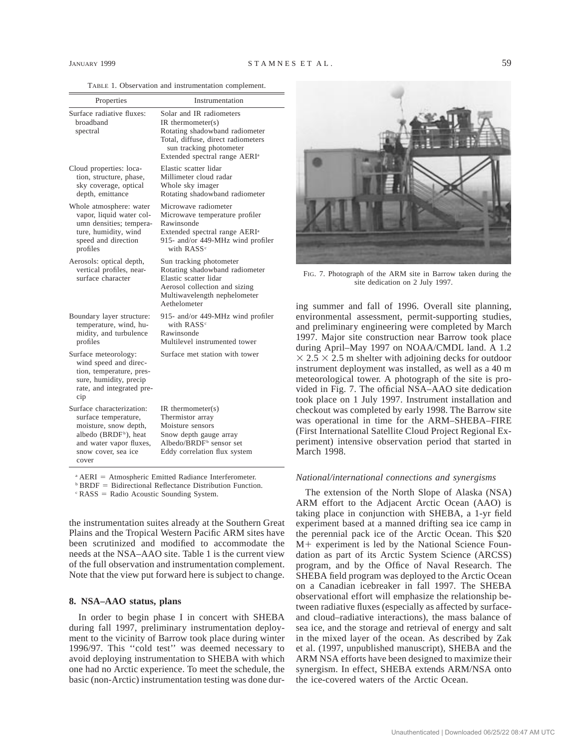TABLE 1. Observation and instrumentation complement.

| Properties | Instrumentation |
|---|---|
| Surface radiative fluxes: broadband spectral | Solar and IR radiometers<br>IR thermometer(s)<br>Rotating shadowband radiometer<br>Total, diffuse, direct radiometers sun tracking photometer<br>Extended spectral range AERI[a] |
| Cloud properties: location, structure, phase, sky coverage, optical depth, emittance | Elastic scatter lidar<br>Millimeter cloud radar<br>Whole sky imager<br>Rotating shadowband radiometer |
| Whole atmosphere: water vapor, liquid water column densities; temperature, humidity, wind speed and direction profiles | Microwave radiometer<br>Microwave temperature profiler<br>Rawinsonde<br>Extended spectral range AERI[a]<br>915- and/or 449-MHz wind profiler with RASS[c] |
| Aerosols: optical depth, vertical profiles, near-surface character | Sun tracking photometer<br>Rotating shadowband radiometer<br>Elastic scatter lidar<br>Aerosol collection and sizing<br>Multiwavelength nephelometer<br>Aethelometer |
| Boundary layer structure: temperature, wind, humidity, and turbulence profiles | 915- and/or 449-MHz wind profiler with RASS[c]<br>Rawinsonde<br>Multilevel instrumented tower |
| Surface meteorology: wind speed and direction, temperature, pressure, humidity, precip rate, and integrated precip | Surface met station with tower |
| Surface characterization: surface temperature, moisture, snow depth, albedo (BRDF[b]), heat and water vapor fluxes, snow cover, sea ice cover | IR thermometer(s)<br>Thermistor array<br>Moisture sensors<br>Snow depth gauge array<br>Albedo/BRDF[b] sensor set<br>Eddy correlation flux system |

[a] AERI = Atmospheric Emitted Radiance Interferometer.
[b] BRDF = Bidirectional Reflectance Distribution Function.
[c] RASS = Radio Acoustic Sounding System.

the instrumentation suites already at the Southern Great Plains and the Tropical Western Pacific ARM sites have been scrutinized and modified to accommodate the needs at the NSA–AAO site. Table 1 is the current view of the full observation and instrumentation complement. Note that the view put forward here is subject to change.

## 8. NSA–AAO status, plans

In order to begin phase I in concert with SHEBA during fall 1997, preliminary instrumentation deployment to the vicinity of Barrow took place during winter 1996/97. This ''cold test'' was deemed necessary to avoid deploying instrumentation to SHEBA with which one had no Arctic experience. To meet the schedule, the basic (non-Arctic) instrumentation testing was done during summer and fall of 1996. Overall site planning, environmental assessment, permit-supporting studies, and preliminary engineering were completed by March 1997. Major site construction near Barrow took place during April–May 1997 on NOAA/CMDL land. A 1.2 $\times$ 2.5 $\times$ 2.5 m shelter with adjoining decks for outdoor instrument deployment was installed, as well as a 40 m meteorological tower. A photograph of the site is provided in Fig. 7. The official NSA–AAO site dedication took place on 1 July 1997. Instrument installation and checkout was completed by early 1998. The Barrow site was operational in time for the ARM–SHEBA–FIRE (First International Satellite Cloud Project Regional Experiment) intensive observation period that started in March 1998.

FIG. 7. Photograph of the ARM site in Barrow taken during the site dedication on 2 July 1997.

### *National/international connections and synergisms*

The extension of the North Slope of Alaska (NSA) ARM effort to the Adjacent Arctic Ocean (AAO) is taking place in conjunction with SHEBA, a 1-yr field experiment based at a manned drifting sea ice camp in the perennial pack ice of the Arctic Ocean. This \$20 M+ experiment is led by the National Science Foundation as part of its Arctic System Science (ARCSS) program, and by the Office of Naval Research. The SHEBA field program was deployed to the Arctic Ocean on a Canadian icebreaker in fall 1997. The SHEBA observational effort will emphasize the relationship between radiative fluxes (especially as affected by surface- and cloud–radiative interactions), the mass balance of sea ice, and the storage and retrieval of energy and salt in the mixed layer of the ocean. As described by Zak et al. (1997, unpublished manuscript), SHEBA and the ARM NSA efforts have been designed to maximize their synergism. In effect, SHEBA extends ARM/NSA onto the ice-covered waters of the Arctic Ocean.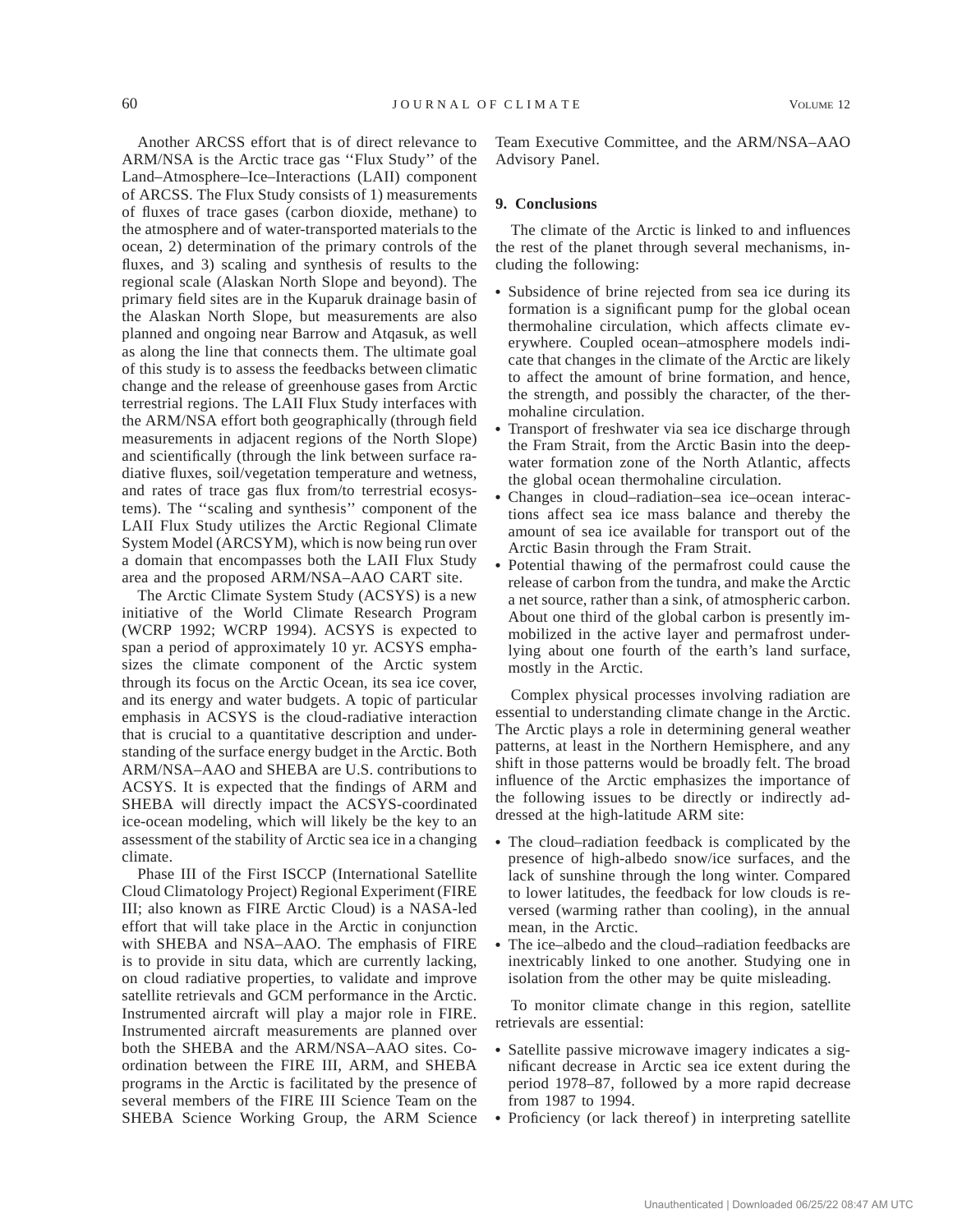Another ARCSS effort that is of direct relevance to ARM/NSA is the Arctic trace gas ''Flux Study'' of the Land–Atmosphere–Ice–Interactions (LAII) component of ARCSS. The Flux Study consists of 1) measurements of fluxes of trace gases (carbon dioxide, methane) to the atmosphere and of water-transported materials to the ocean, 2) determination of the primary controls of the fluxes, and 3) scaling and synthesis of results to the regional scale (Alaskan North Slope and beyond). The primary field sites are in the Kuparuk drainage basin of the Alaskan North Slope, but measurements are also planned and ongoing near Barrow and Atqasuk, as well as along the line that connects them. The ultimate goal of this study is to assess the feedbacks between climatic change and the release of greenhouse gases from Arctic terrestrial regions. The LAII Flux Study interfaces with the ARM/NSA effort both geographically (through field measurements in adjacent regions of the North Slope) and scientifically (through the link between surface radiative fluxes, soil/vegetation temperature and wetness, and rates of trace gas flux from/to terrestrial ecosystems). The ''scaling and synthesis'' component of the LAII Flux Study utilizes the Arctic Regional Climate System Model (ARCSYM), which is now being run over a domain that encompasses both the LAII Flux Study area and the proposed ARM/NSA–AAO CART site.

The Arctic Climate System Study (ACSYS) is a new initiative of the World Climate Research Program (WCRP 1992; WCRP 1994). ACSYS is expected to span a period of approximately 10 yr. ACSYS emphasizes the climate component of the Arctic system through its focus on the Arctic Ocean, its sea ice cover, and its energy and water budgets. A topic of particular emphasis in ACSYS is the cloud-radiative interaction that is crucial to a quantitative description and understanding of the surface energy budget in the Arctic. Both ARM/NSA–AAO and SHEBA are U.S. contributions to ACSYS. It is expected that the findings of ARM and SHEBA will directly impact the ACSYS-coordinated ice-ocean modeling, which will likely be the key to an assessment of the stability of Arctic sea ice in a changing climate.

Phase III of the First ISCCP (International Satellite Cloud Climatology Project) Regional Experiment (FIRE III; also known as FIRE Arctic Cloud) is a NASA-led effort that will take place in the Arctic in conjunction with SHEBA and NSA–AAO. The emphasis of FIRE is to provide in situ data, which are currently lacking, on cloud radiative properties, to validate and improve satellite retrievals and GCM performance in the Arctic. Instrumented aircraft will play a major role in FIRE. Instrumented aircraft measurements are planned over both the SHEBA and the ARM/NSA–AAO sites. Coordination between the FIRE III, ARM, and SHEBA programs in the Arctic is facilitated by the presence of several members of the FIRE III Science Team on the SHEBA Science Working Group, the ARM Science Team Executive Committee, and the ARM/NSA–AAO Advisory Panel.

## 9. Conclusions

The climate of the Arctic is linked to and influences the rest of the planet through several mechanisms, including the following:

- Subsidence of brine rejected from sea ice during its formation is a significant pump for the global ocean thermohaline circulation, which affects climate everywhere. Coupled ocean–atmosphere models indicate that changes in the climate of the Arctic are likely to affect the amount of brine formation, and hence, the strength, and possibly the character, of the thermohaline circulation.
- Transport of freshwater via sea ice discharge through the Fram Strait, from the Arctic Basin into the deep-water formation zone of the North Atlantic, affects the global ocean thermohaline circulation.
- Changes in cloud–radiation–sea ice–ocean interactions affect sea ice mass balance and thereby the amount of sea ice available for transport out of the Arctic Basin through the Fram Strait.
- Potential thawing of the permafrost could cause the release of carbon from the tundra, and make the Arctic a net source, rather than a sink, of atmospheric carbon. About one third of the global carbon is presently immobilized in the active layer and permafrost underlying about one fourth of the earth's land surface, mostly in the Arctic.

Complex physical processes involving radiation are essential to understanding climate change in the Arctic. The Arctic plays a role in determining general weather patterns, at least in the Northern Hemisphere, and any shift in those patterns would be broadly felt. The broad influence of the Arctic emphasizes the importance of the following issues to be directly or indirectly addressed at the high-latitude ARM site:

- The cloud–radiation feedback is complicated by the presence of high-albedo snow/ice surfaces, and the lack of sunshine through the long winter. Compared to lower latitudes, the feedback for low clouds is reversed (warming rather than cooling), in the annual mean, in the Arctic.
- The ice–albedo and the cloud–radiation feedbacks are inextricably linked to one another. Studying one in isolation from the other may be quite misleading.

To monitor climate change in this region, satellite retrievals are essential:

- Satellite passive microwave imagery indicates a significant decrease in Arctic sea ice extent during the period 1978–87, followed by a more rapid decrease from 1987 to 1994.
- Proficiency (or lack thereof) in interpreting satellite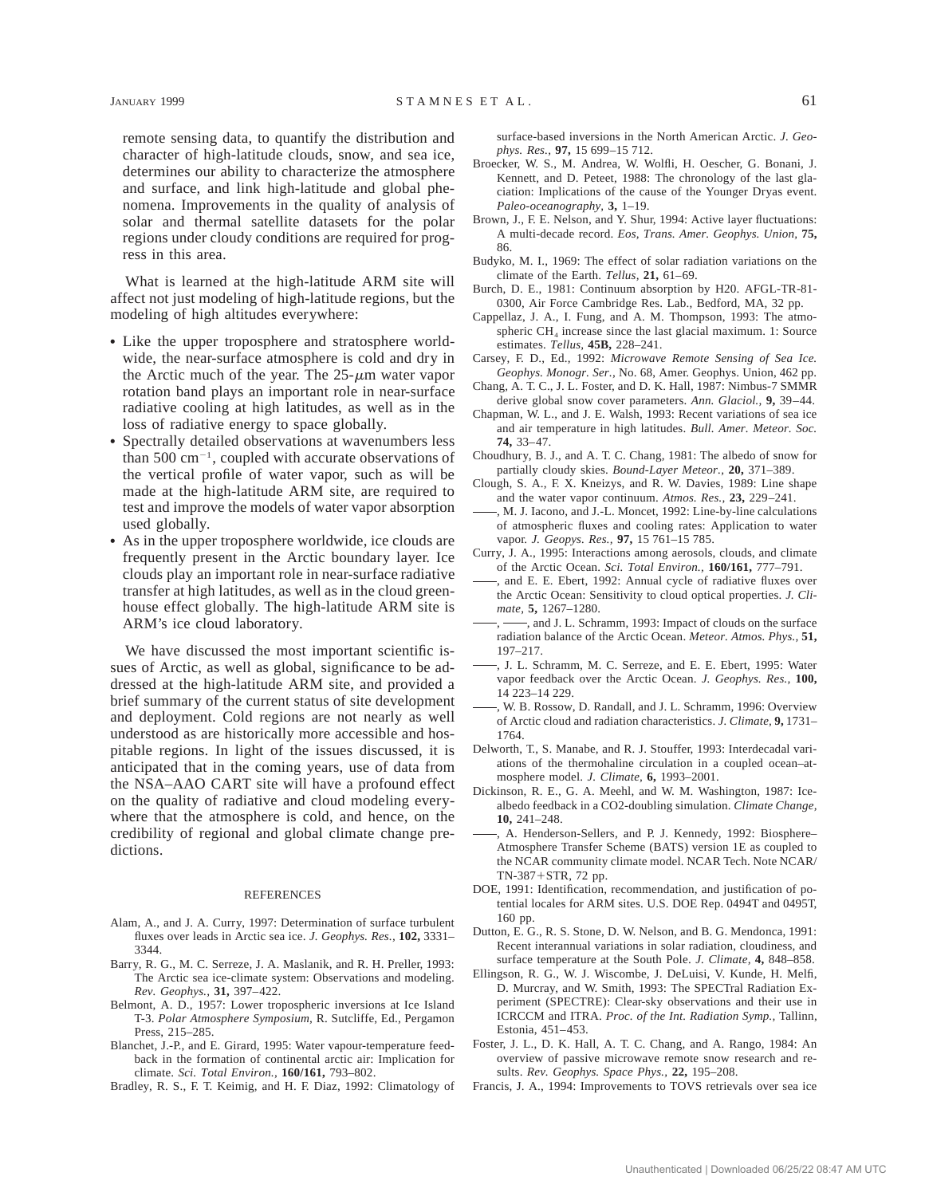remote sensing data, to quantify the distribution and character of high-latitude clouds, snow, and sea ice, determines our ability to characterize the atmosphere and surface, and link high-latitude and global phenomena. Improvements in the quality of analysis of solar and thermal satellite datasets for the polar regions under cloudy conditions are required for progress in this area.

What is learned at the high-latitude ARM site will affect not just modeling of high-latitude regions, but the modeling of high altitudes everywhere:

- Like the upper troposphere and stratosphere worldwide, the near-surface atmosphere is cold and dry in the Arctic much of the year. The 25-$\mu$m water vapor rotation band plays an important role in near-surface radiative cooling at high latitudes, as well as in the loss of radiative energy to space globally.
- Spectrally detailed observations at wavenumbers less than 500 $cm^{-1}$, coupled with accurate observations of the vertical profile of water vapor, such as will be made at the high-latitude ARM site, are required to test and improve the models of water vapor absorption used globally.
- As in the upper troposphere worldwide, ice clouds are frequently present in the Arctic boundary layer. Ice clouds play an important role in near-surface radiative transfer at high latitudes, as well as in the cloud greenhouse effect globally. The high-latitude ARM site is ARM's ice cloud laboratory.

We have discussed the most important scientific issues of Arctic, as well as global, significance to be addressed at the high-latitude ARM site, and provided a brief summary of the current status of site development and deployment. Cold regions are not nearly as well understood as are historically more accessible and hospitable regions. In light of the issues discussed, it is anticipated that in the coming years, use of data from the NSA–AAO CART site will have a profound effect on the quality of radiative and cloud modeling everywhere that the atmosphere is cold, and hence, on the credibility of regional and global climate change predictions.

## REFERENCES

Alam, A., and J. A. Curry, 1997: Determination of surface turbulent fluxes over leads in Arctic sea ice. *J. Geophys. Res.,* **102,** 3331–3344.

Barry, R. G., M. C. Serreze, J. A. Maslanik, and R. H. Preller, 1993: The Arctic sea ice-climate system: Observations and modeling. *Rev. Geophys.,* **31,** 397–422.

Belmont, A. D., 1957: Lower tropospheric inversions at Ice Island T-3. *Polar Atmosphere Symposium,* R. Sutcliffe, Ed., Pergamon Press, 215–285.

Blanchet, J.-P., and E. Girard, 1995: Water vapour-temperature feedback in the formation of continental arctic air: Implication for climate. *Sci. Total Environ.,* **160/161,** 793–802.

Bradley, R. S., F. T. Keimig, and H. F. Diaz, 1992: Climatology of surface-based inversions in the North American Arctic. *J. Geophys. Res.,* **97,** 15 699–15 712.

Broecker, W. S., M. Andrea, W. Wolfli, H. Oescher, G. Bonani, J. Kennett, and D. Peteet, 1988: The chronology of the last glaciation: Implications of the cause of the Younger Dryas event. *Paleo-oceanography,* **3,** 1–19.

Brown, J., F. E. Nelson, and Y. Shur, 1994: Active layer fluctuations: A multi-decade record. *Eos, Trans. Amer. Geophys. Union,* **75,** 86.

Budyko, M. I., 1969: The effect of solar radiation variations on the climate of the Earth. *Tellus,* **21,** 61–69.

Burch, D. E., 1981: Continuum absorption by H20. AFGL-TR-81-0300, Air Force Cambridge Res. Lab., Bedford, MA, 32 pp.

Cappellaz, J. A., I. Fung, and A. M. Thompson, 1993: The atmospheric $CH_4$ increase since the last glacial maximum. 1: Source estimates. *Tellus,* **45B,** 228–241.

Carsey, F. D., Ed., 1992: *Microwave Remote Sensing of Sea Ice. Geophys. Monogr. Ser.,* No. 68, Amer. Geophys. Union, 462 pp.

Chang, A. T. C., J. L. Foster, and D. K. Hall, 1987: Nimbus-7 SMMR derive global snow cover parameters. *Ann. Glaciol.,* **9,** 39–44.

Chapman, W. L., and J. E. Walsh, 1993: Recent variations of sea ice and air temperature in high latitudes. *Bull. Amer. Meteor. Soc.* **74,** 33–47.

Choudhury, B. J., and A. T. C. Chang, 1981: The albedo of snow for partially cloudy skies. *Bound-Layer Meteor.,* **20,** 371–389.

Clough, S. A., F. X. Kneizys, and R. W. Davies, 1989: Line shape and the water vapor continuum. *Atmos. Res.,* **23,** 229–241.

——, M. J. Iacono, and J.-L. Moncet, 1992: Line-by-line calculations of atmospheric fluxes and cooling rates: Application to water vapor. *J. Geopys. Res.,* **97,** 15 761–15 785.

Curry, J. A., 1995: Interactions among aerosols, clouds, and climate of the Arctic Ocean. *Sci. Total Environ.,* **160/161,** 777–791.

——, and E. E. Ebert, 1992: Annual cycle of radiative fluxes over the Arctic Ocean: Sensitivity to cloud optical properties. *J. Climate,* **5,** 1267–1280.

——, ——, and J. L. Schramm, 1993: Impact of clouds on the surface radiation balance of the Arctic Ocean. *Meteor. Atmos. Phys.,* **51,** 197–217.

——, J. L. Schramm, M. C. Serreze, and E. E. Ebert, 1995: Water vapor feedback over the Arctic Ocean. *J. Geophys. Res.,* **100,** 14 223–14 229.

——, W. B. Rossow, D. Randall, and J. L. Schramm, 1996: Overview of Arctic cloud and radiation characteristics. *J. Climate,* **9,** 1731–1764.

Delworth, T., S. Manabe, and R. J. Stouffer, 1993: Interdecadal variations of the thermohaline circulation in a coupled ocean–atmosphere model. *J. Climate,* **6,** 1993–2001.

Dickinson, R. E., G. A. Meehl, and W. M. Washington, 1987: Ice-albedo feedback in a CO2-doubling simulation. *Climate Change,* **10,** 241–248.

——, A. Henderson-Sellers, and P. J. Kennedy, 1992: Biosphere–Atmosphere Transfer Scheme (BATS) version 1E as coupled to the NCAR community climate model. NCAR Tech. Note NCAR/TN-387+STR, 72 pp.

DOE, 1991: Identification, recommendation, and justification of potential locales for ARM sites. U.S. DOE Rep. 0494T and 0495T, 160 pp.

Dutton, E. G., R. S. Stone, D. W. Nelson, and B. G. Mendonca, 1991: Recent interannual variations in solar radiation, cloudiness, and surface temperature at the South Pole. *J. Climate,* **4,** 848–858.

Ellingson, R. G., W. J. Wiscombe, J. DeLuisi, V. Kunde, H. Melfi, D. Murcray, and W. Smith, 1993: The SPECTral Radiation Experiment (SPECTRE): Clear-sky observations and their use in ICRCCM and ITRA. *Proc. of the Int. Radiation Symp.,* Tallinn, Estonia, 451–453.

Foster, J. L., D. K. Hall, A. T. C. Chang, and A. Rango, 1984: An overview of passive microwave remote snow research and results. *Rev. Geophys. Space Phys.,* **22,** 195–208.

Francis, J. A., 1994: Improvements to TOVS retrievals over sea ice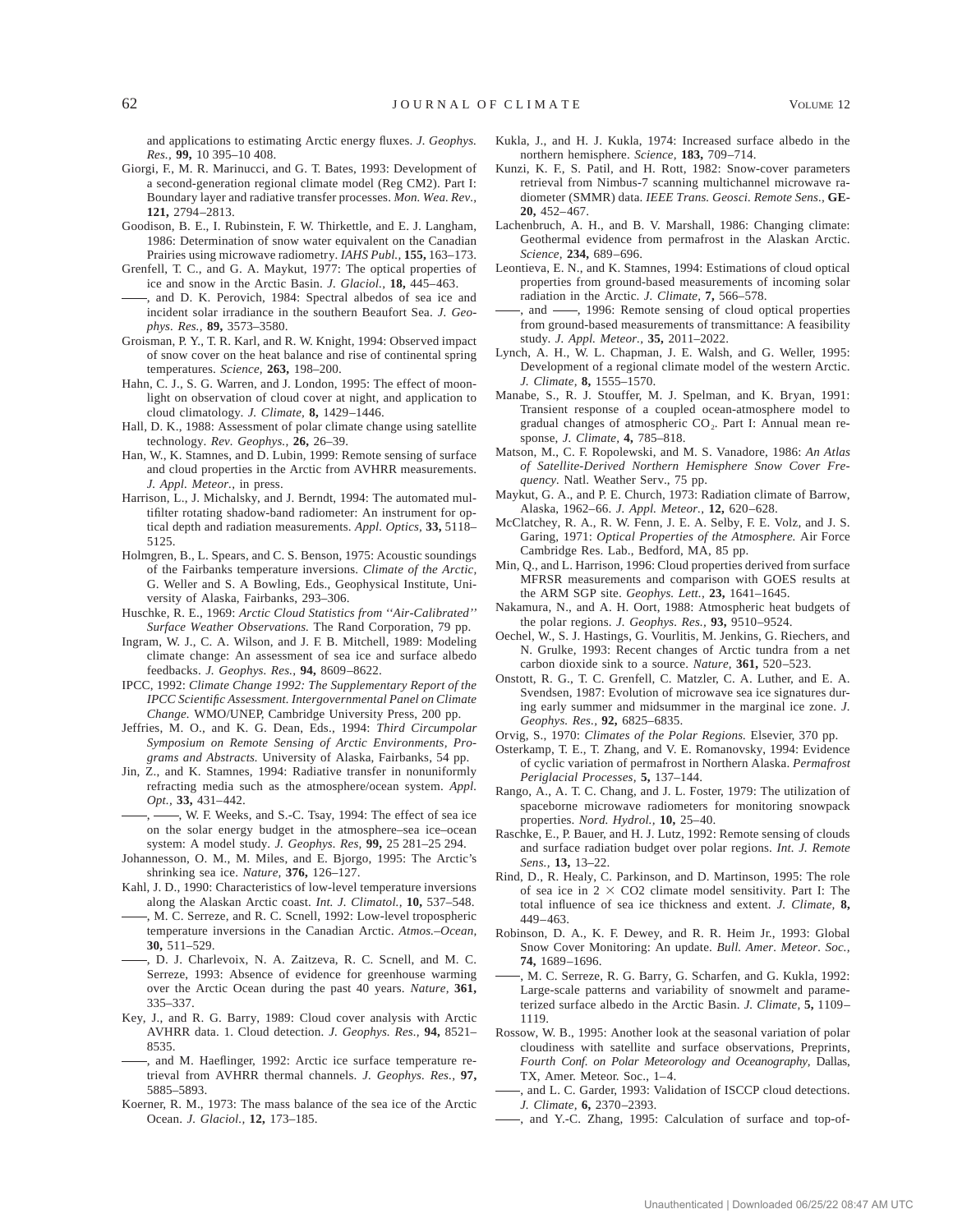and applications to estimating Arctic energy fluxes. *J. Geophys. Res.,* **99,** 10 395–10 408.

Giorgi, F., M. R. Marinucci, and G. T. Bates, 1993: Development of a second-generation regional climate model (Reg CM2). Part I: Boundary layer and radiative transfer processes. *Mon. Wea. Rev.,* **121,** 2794–2813.

Goodison, B. E., I. Rubinstein, F. W. Thirkettle, and E. J. Langham, 1986: Determination of snow water equivalent on the Canadian Prairies using microwave radiometry. *IAHS Publ.,* **155,** 163–173.

Grenfell, T. C., and G. A. Maykut, 1977: The optical properties of ice and snow in the Arctic Basin. *J. Glaciol.,* **18,** 445–463.

——, and D. K. Perovich, 1984: Spectral albedos of sea ice and incident solar irradiance in the southern Beaufort Sea. *J. Geophys. Res.,* **89,** 3573–3580.

Groisman, P. Y., T. R. Karl, and R. W. Knight, 1994: Observed impact of snow cover on the heat balance and rise of continental spring temperatures. *Science,* **263,** 198–200.

Hahn, C. J., S. G. Warren, and J. London, 1995: The effect of moonlight on observation of cloud cover at night, and application to cloud climatology. *J. Climate,* **8,** 1429–1446.

Hall, D. K., 1988: Assessment of polar climate change using satellite technology. *Rev. Geophys.,* **26,** 26–39.

Han, W., K. Stamnes, and D. Lubin, 1999: Remote sensing of surface and cloud properties in the Arctic from AVHRR measurements. *J. Appl. Meteor.,* in press.

Harrison, L., J. Michalsky, and J. Berndt, 1994: The automated multifilter rotating shadow-band radiometer: An instrument for optical depth and radiation measurements. *Appl. Optics,* **33,** 5118–5125.

Holmgren, B., L. Spears, and C. S. Benson, 1975: Acoustic soundings of the Fairbanks temperature inversions. *Climate of the Arctic,* G. Weller and S. A Bowling, Eds., Geophysical Institute, University of Alaska, Fairbanks, 293–306.

Huschke, R. E., 1969: *Arctic Cloud Statistics from ''Air-Calibrated'' Surface Weather Observations.* The Rand Corporation, 79 pp.

Ingram, W. J., C. A. Wilson, and J. F. B. Mitchell, 1989: Modeling climate change: An assessment of sea ice and surface albedo feedbacks. *J. Geophys. Res.,* **94,** 8609–8622.

IPCC, 1992: *Climate Change 1992: The Supplementary Report of the IPCC Scientific Assessment. Intergovernmental Panel on Climate Change.* WMO/UNEP, Cambridge University Press, 200 pp.

Jeffries, M. O., and K. G. Dean, Eds., 1994: *Third Circumpolar Symposium on Remote Sensing of Arctic Environments, Programs and Abstracts.* University of Alaska, Fairbanks, 54 pp.

Jin, Z., and K. Stamnes, 1994: Radiative transfer in nonuniformly refracting media such as the atmosphere/ocean system. *Appl. Opt.,* **33,** 431–442.

——, ——, W. F. Weeks, and S.-C. Tsay, 1994: The effect of sea ice on the solar energy budget in the atmosphere–sea ice–ocean system: A model study. *J. Geophys. Res,* **99,** 25 281–25 294.

Johannesson, O. M., M. Miles, and E. Bjorgo, 1995: The Arctic's shrinking sea ice. *Nature,* **376,** 126–127.

Kahl, J. D., 1990: Characteristics of low-level temperature inversions along the Alaskan Arctic coast. *Int. J. Climatol.,* **10,** 537–548.

——, M. C. Serreze, and R. C. Scnell, 1992: Low-level tropospheric temperature inversions in the Canadian Arctic. *Atmos.–Ocean,* **30,** 511–529.

——, D. J. Charlevoix, N. A. Zaitzeva, R. C. Scnell, and M. C. Serreze, 1993: Absence of evidence for greenhouse warming over the Arctic Ocean during the past 40 years. *Nature,* **361,** 335–337.

Key, J., and R. G. Barry, 1989: Cloud cover analysis with Arctic AVHRR data. 1. Cloud detection. *J. Geophys. Res.,* **94,** 8521–8535.

——, and M. Haeflinger, 1992: Arctic ice surface temperature retrieval from AVHRR thermal channels. *J. Geophys. Res.,* **97,** 5885–5893.

Koerner, R. M., 1973: The mass balance of the sea ice of the Arctic Ocean. *J. Glaciol.,* **12,** 173–185.

Kukla, J., and H. J. Kukla, 1974: Increased surface albedo in the northern hemisphere. *Science,* **183,** 709–714.

Kunzi, K. F., S. Patil, and H. Rott, 1982: Snow-cover parameters retrieval from Nimbus-7 scanning multichannel microwave radiometer (SMMR) data. *IEEE Trans. Geosci. Remote Sens.,* **GE-20,** 452–467.

Lachenbruch, A. H., and B. V. Marshall, 1986: Changing climate: Geothermal evidence from permafrost in the Alaskan Arctic. *Science,* **234,** 689–696.

Leontieva, E. N., and K. Stamnes, 1994: Estimations of cloud optical properties from ground-based measurements of incoming solar radiation in the Arctic. *J. Climate,* **7,** 566–578.

——, and ——, 1996: Remote sensing of cloud optical properties from ground-based measurements of transmittance: A feasibility study. *J. Appl. Meteor.,* **35,** 2011–2022.

Lynch, A. H., W. L. Chapman, J. E. Walsh, and G. Weller, 1995: Development of a regional climate model of the western Arctic. *J. Climate,* **8,** 1555–1570.

Manabe, S., R. J. Stouffer, M. J. Spelman, and K. Bryan, 1991: Transient response of a coupled ocean-atmosphere model to gradual changes of atmospheric $CO_2$. Part I: Annual mean response, *J. Climate,* **4,** 785–818.

Matson, M., C. F. Ropolewski, and M. S. Vanadore, 1986: *An Atlas of Satellite-Derived Northern Hemisphere Snow Cover Frequency.* Natl. Weather Serv., 75 pp.

Maykut, G. A., and P. E. Church, 1973: Radiation climate of Barrow, Alaska, 1962–66. *J. Appl. Meteor.,* **12,** 620–628.

McClatchey, R. A., R. W. Fenn, J. E. A. Selby, F. E. Volz, and J. S. Garing, 1971: *Optical Properties of the Atmosphere.* Air Force Cambridge Res. Lab., Bedford, MA, 85 pp.

Min, Q., and L. Harrison, 1996: Cloud properties derived from surface MFRSR measurements and comparison with GOES results at the ARM SGP site. *Geophys. Lett.,* **23,** 1641–1645.

Nakamura, N., and A. H. Oort, 1988: Atmospheric heat budgets of the polar regions. *J. Geophys. Res.,* **93,** 9510–9524.

Oechel, W., S. J. Hastings, G. Vourlitis, M. Jenkins, G. Riechers, and N. Grulke, 1993: Recent changes of Arctic tundra from a net carbon dioxide sink to a source. *Nature,* **361,** 520–523.

Onstott, R. G., T. C. Grenfell, C. Matzler, C. A. Luther, and E. A. Svendsen, 1987: Evolution of microwave sea ice signatures during early summer and midsummer in the marginal ice zone. *J. Geophys. Res.,* **92,** 6825–6835.

Orvig, S., 1970: *Climates of the Polar Regions.* Elsevier, 370 pp.

Osterkamp, T. E., T. Zhang, and V. E. Romanovsky, 1994: Evidence of cyclic variation of permafrost in Northern Alaska. *Permafrost Periglacial Processes,* **5,** 137–144.

Rango, A., A. T. C. Chang, and J. L. Foster, 1979: The utilization of spaceborne microwave radiometers for monitoring snowpack properties. *Nord. Hydrol.,* **10,** 25–40.

Raschke, E., P. Bauer, and H. J. Lutz, 1992: Remote sensing of clouds and surface radiation budget over polar regions. *Int. J. Remote Sens.,* **13,** 13–22.

Rind, D., R. Healy, C. Parkinson, and D. Martinson, 1995: The role of sea ice in 2 × CO2 climate model sensitivity. Part I: The total influence of sea ice thickness and extent. *J. Climate,* **8,** 449–463.

Robinson, D. A., K. F. Dewey, and R. R. Heim Jr., 1993: Global Snow Cover Monitoring: An update. *Bull. Amer. Meteor. Soc.,* **74,** 1689–1696.

——, M. C. Serreze, R. G. Barry, G. Scharfen, and G. Kukla, 1992: Large-scale patterns and variability of snowmelt and parameterized surface albedo in the Arctic Basin. *J. Climate,* **5,** 1109–1119.

Rossow, W. B., 1995: Another look at the seasonal variation of polar cloudiness with satellite and surface observations, Preprints, *Fourth Conf. on Polar Meteorology and Oceanography,* Dallas, TX, Amer. Meteor. Soc., 1–4.

——, and L. C. Garder, 1993: Validation of ISCCP cloud detections. *J. Climate,* **6,** 2370–2393.

——, and Y.-C. Zhang, 1995: Calculation of surface and top-of-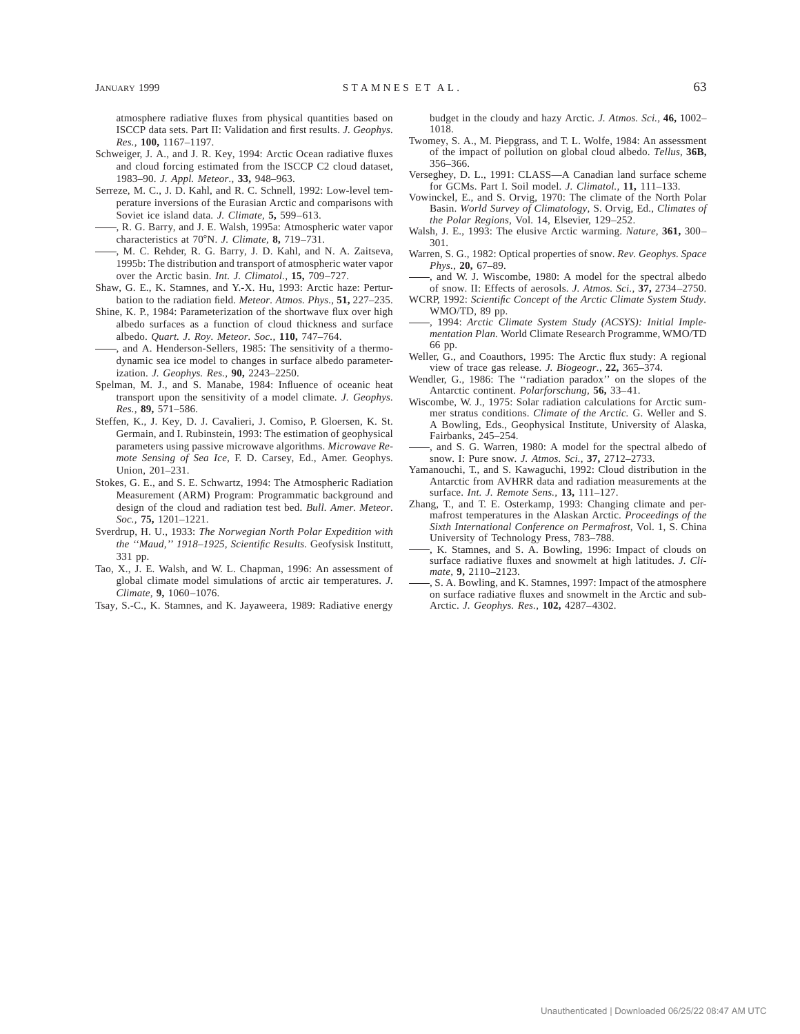atmosphere radiative fluxes from physical quantities based on ISCCP data sets. Part II: Validation and first results. *J. Geophys. Res.,* **100,** 1167–1197.

Schweiger, J. A., and J. R. Key, 1994: Arctic Ocean radiative fluxes and cloud forcing estimated from the ISCCP C2 cloud dataset, 1983–90. *J. Appl. Meteor.,* **33,** 948–963.

Serreze, M. C., J. D. Kahl, and R. C. Schnell, 1992: Low-level temperature inversions of the Eurasian Arctic and comparisons with Soviet ice island data. *J. Climate,* **5,** 599–613.

——, R. G. Barry, and J. E. Walsh, 1995a: Atmospheric water vapor characteristics at 70°N. *J. Climate,* **8,** 719–731.

——, M. C. Rehder, R. G. Barry, J. D. Kahl, and N. A. Zaitseva, 1995b: The distribution and transport of atmospheric water vapor over the Arctic basin. *Int. J. Climatol.,* **15,** 709–727.

Shaw, G. E., K. Stamnes, and Y.-X. Hu, 1993: Arctic haze: Perturbation to the radiation field. *Meteor. Atmos. Phys.,* **51,** 227–235.

Shine, K. P., 1984: Parameterization of the shortwave flux over high albedo surfaces as a function of cloud thickness and surface albedo. *Quart. J. Roy. Meteor. Soc.,* **110,** 747–764.

——, and A. Henderson-Sellers, 1985: The sensitivity of a thermodynamic sea ice model to changes in surface albedo parameterization. *J. Geophys. Res.,* **90,** 2243–2250.

Spelman, M. J., and S. Manabe, 1984: Influence of oceanic heat transport upon the sensitivity of a model climate. *J. Geophys. Res.,* **89,** 571–586.

Steffen, K., J. Key, D. J. Cavalieri, J. Comiso, P. Gloersen, K. St. Germain, and I. Rubinstein, 1993: The estimation of geophysical parameters using passive microwave algorithms. *Microwave Remote Sensing of Sea Ice,* F. D. Carsey, Ed., Amer. Geophys. Union, 201–231.

Stokes, G. E., and S. E. Schwartz, 1994: The Atmospheric Radiation Measurement (ARM) Program: Programmatic background and design of the cloud and radiation test bed. *Bull. Amer. Meteor. Soc.,* **75,** 1201–1221.

Sverdrup, H. U., 1933: *The Norwegian North Polar Expedition with the ''Maud,'' 1918–1925, Scientific Results.* Geofysisk Institutt, 331 pp.

Tao, X., J. E. Walsh, and W. L. Chapman, 1996: An assessment of global climate model simulations of arctic air temperatures. *J. Climate,* **9,** 1060–1076.

Tsay, S.-C., K. Stamnes, and K. Jayaweera, 1989: Radiative energy budget in the cloudy and hazy Arctic. *J. Atmos. Sci.,* **46,** 1002–1018.

Twomey, S. A., M. Piepgrass, and T. L. Wolfe, 1984: An assessment of the impact of pollution on global cloud albedo. *Tellus,* **36B,** 356–366.

Verseghey, D. L., 1991: CLASS—A Canadian land surface scheme for GCMs. Part I. Soil model. *J. Climatol.,* **11,** 111–133.

Vowinckel, E., and S. Orvig, 1970: The climate of the North Polar Basin. *World Survey of Climatology,* S. Orvig, Ed., *Climates of the Polar Regions,* Vol. 14, Elsevier, 129–252.

Walsh, J. E., 1993: The elusive Arctic warming. *Nature,* **361,** 300–301.

Warren, S. G., 1982: Optical properties of snow. *Rev. Geophys. Space Phys.,* **20,** 67–89.

——, and W. J. Wiscombe, 1980: A model for the spectral albedo of snow. II: Effects of aerosols. *J. Atmos. Sci.,* **37,** 2734–2750.

WCRP, 1992: *Scientific Concept of the Arctic Climate System Study.* WMO/TD, 89 pp.

——, 1994: *Arctic Climate System Study (ACSYS): Initial Implementation Plan.* World Climate Research Programme, WMO/TD 66 pp.

Weller, G., and Coauthors, 1995: The Arctic flux study: A regional view of trace gas release. *J. Biogeogr.,* **22,** 365–374.

Wendler, G., 1986: The ''radiation paradox'' on the slopes of the Antarctic continent. *Polarforschung,* **56,** 33–41.

Wiscombe, W. J., 1975: Solar radiation calculations for Arctic summer stratus conditions. *Climate of the Arctic.* G. Weller and S. A Bowling, Eds., Geophysical Institute, University of Alaska, Fairbanks, 245–254.

——, and S. G. Warren, 1980: A model for the spectral albedo of snow. I: Pure snow. *J. Atmos. Sci.,* **37,** 2712–2733.

Yamanouchi, T., and S. Kawaguchi, 1992: Cloud distribution in the Antarctic from AVHRR data and radiation measurements at the surface. *Int. J. Remote Sens.,* **13,** 111–127.

Zhang, T., and T. E. Osterkamp, 1993: Changing climate and permafrost temperatures in the Alaskan Arctic. *Proceedings of the Sixth International Conference on Permafrost,* Vol. 1, S. China University of Technology Press, 783–788.

——, K. Stamnes, and S. A. Bowling, 1996: Impact of clouds on surface radiative fluxes and snowmelt at high latitudes. *J. Climate,* **9,** 2110–2123.

——, S. A. Bowling, and K. Stamnes, 1997: Impact of the atmosphere on surface radiative fluxes and snowmelt in the Arctic and sub-Arctic. *J. Geophys. Res.,* **102,** 4287–4302.